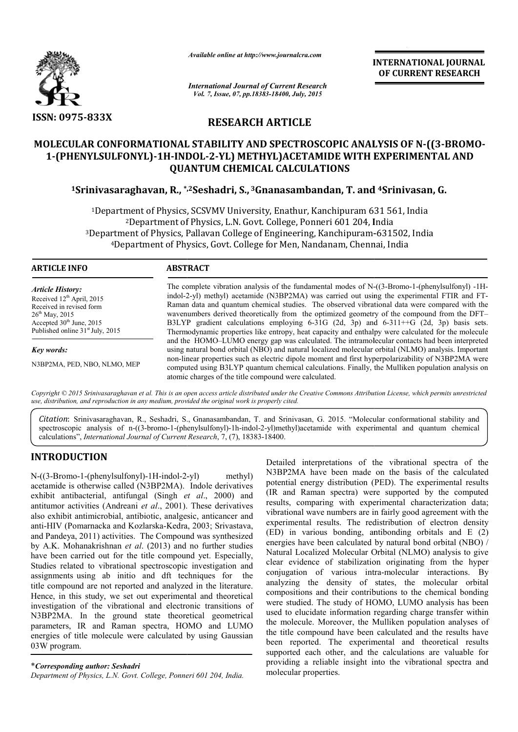ISSN: 0975-833X

*Available online at http://www.journalcra.com*

*International Journal of Current Research*
*Vol. 7, Issue, 07, pp.18383-18400, July, 2015*

**INTERNATIONAL JOURNAL OF CURRENT RESEARCH**

## RESEARCH ARTICLE

# MOLECULAR CONFORMATIONAL STABILITY AND SPECTROSCOPIC ANALYSIS OF N-((3-BROMO-1-(PHENYLSULFONYL)-1H-INDOL-2-YL) METHYL)ACETAMIDE WITH EXPERIMENTAL AND QUANTUM CHEMICAL CALCULATIONS

**[1]Srinivasaraghavan, R., *,[2]Seshadri, S., [3]Gnanasambandan, T. and [4]Srinivasan, G.**

[1]Department of Physics, SCSVMV University, Enathur, Kanchipuram 631 561, India
[2]Department of Physics, L.N. Govt. College, Ponneri 601 204, India
[3]Department of Physics, Pallavan College of Engineering, Kanchipuram-631502, India
[4]Department of Physics, Govt. College for Men, Nandanam, Chennai, India

### ARTICLE INFO

*Article History:*
Received 12th April, 2015
Received in revised form 26th May, 2015
Accepted 30th June, 2015
Published online 31st July, 2015

*Key words:*
N3BP2MA, PED, NBO, NLMO, MEP

### ABSTRACT

The complete vibration analysis of the fundamental modes of N-((3-Bromo-1-(phenylsulfonyl) -1H-indol-2-yl) methyl) acetamide (N3BP2MA) was carried out using the experimental FTIR and FT-Raman data and quantum chemical studies. The observed vibrational data were compared with the wavenumbers derived theoretically from the optimized geometry of the compound from the DFT–B3LYP gradient calculations employing 6-31G (2d, 3p) and 6-311++G (2d, 3p) basis sets. Thermodynamic properties like entropy, heat capacity and enthalpy were calculated for the molecule and the HOMO–LUMO energy gap was calculated. The intramolecular contacts had been interpreted using natural bond orbital (NBO) and natural localized molecular orbital (NLMO) analysis. Important non-linear properties such as electric dipole moment and first hyperpolarizability of N3BP2MA were computed using B3LYP quantum chemical calculations. Finally, the Mulliken population analysis on atomic charges of the title compound were calculated.

*Copyright © 2015 Srinivasaraghavan et al. This is an open access article distributed under the Creative Commons Attribution License, which permits unrestricted use, distribution, and reproduction in any medium, provided the original work is properly cited.*

*Citation*: Srinivasaraghavan, R., Seshadri, S., Gnanasambandan, T. and Srinivasan, G. 2015. "Molecular conformational stability and spectroscopic analysis of n-((3-bromo-1-(phenylsulfonyl)-1h-indol-2-yl)methyl)acetamide with experimental and quantum chemical calculations", *International Journal of Current Research*, 7, (7), 18383-18400.

## INTRODUCTION

N-((3-Bromo-1-(phenylsulfonyl)-1H-indol-2-yl) methyl) acetamide is otherwise called (N3BP2MA). Indole derivatives exhibit antibacterial, antifungal (Singh *et al*., 2000) and antitumor activities (Andreani *et al*., 2001). These derivatives also exhibit antimicrobial, antibiotic, analgesic, anticancer and anti-HIV (Pomarnacka and Kozlarska-Kedra, 2003; Srivastava, and Pandeya, 2011) activities. The Compound was synthesized by A.K. Mohanakrishnan *et al*. (2013) and no further studies have been carried out for the title compound yet. Especially, Studies related to vibrational spectroscopic investigation and assignments using ab initio and dft techniques for the title compound are not reported and analyzed in the literature. Hence, in this study, we set out experimental and theoretical investigation of the vibrational and electronic transitions of N3BP2MA. In the ground state theoretical geometrical parameters, IR and Raman spectra, HOMO and LUMO energies of title molecule were calculated by using Gaussian 03W program.

Detailed interpretations of the vibrational spectra of the N3BP2MA have been made on the basis of the calculated potential energy distribution (PED). The experimental results (IR and Raman spectra) were supported by the computed results, comparing with experimental characterization data; vibrational wave numbers are in fairly good agreement with the experimental results. The redistribution of electron density (ED) in various bonding, antibonding orbitals and E (2) energies have been calculated by natural bond orbital (NBO) / Natural Localized Molecular Orbital (NLMO) analysis to give clear evidence of stabilization originating from the hyper conjugation of various intra-molecular interactions. By analyzing the density of states, the molecular orbital compositions and their contributions to the chemical bonding were studied. The study of HOMO, LUMO analysis has been used to elucidate information regarding charge transfer within the molecule. Moreover, the Mulliken population analyses of the title compound have been calculated and the results have been reported. The experimental and theoretical results supported each other, and the calculations are valuable for providing a reliable insight into the vibrational spectra and molecular properties.

*\*Corresponding author: Seshadri*
*Department of Physics, L.N. Govt. College, Ponneri 601 204, India.*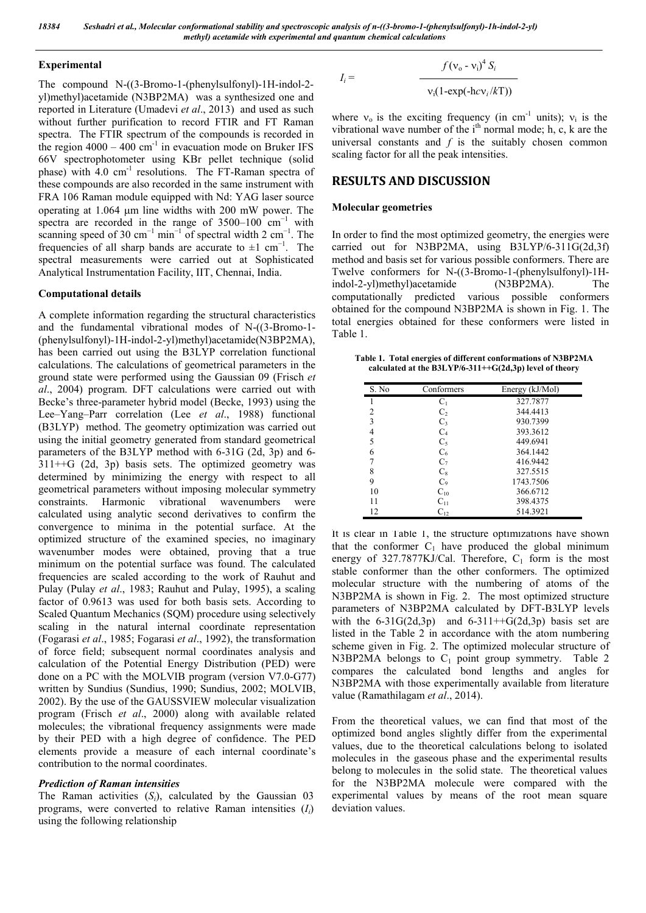### Experimental

The compound N-((3-Bromo-1-(phenylsulfonyl)-1H-indol-2-yl)methyl)acetamide (N3BP2MA) was a synthesized one and reported in Literature (Umadevi *et al*., 2013) and used as such without further purification to record FTIR and FT Raman spectra. The FTIR spectrum of the compounds is recorded in the region 4000 – 400 $cm^{-1}$ in evacuation mode on Bruker IFS 66V spectrophotometer using KBr pellet technique (solid phase) with 4.0 $cm^{-1}$ resolutions. The FT-Raman spectra of these compounds are also recorded in the same instrument with FRA 106 Raman module equipped with Nd: YAG laser source operating at 1.064 μm line widths with 200 mW power. The spectra are recorded in the range of 3500–100 $cm^{-1}$ with scanning speed of 30 $cm^{-1}$ $min^{-1}$ of spectral width 2 $cm^{-1}$. The frequencies of all sharp bands are accurate to ±1 $cm^{-1}$. The spectral measurements were carried out at Sophisticated Analytical Instrumentation Facility, IIT, Chennai, India.

### Computational details

A complete information regarding the structural characteristics and the fundamental vibrational modes of N-((3-Bromo-1-(phenylsulfonyl)-1H-indol-2-yl)methyl)acetamide(N3BP2MA), has been carried out using the B3LYP correlation functional calculations. The calculations of geometrical parameters in the ground state were performed using the Gaussian 09 (Frisch *et al*., 2004) program. DFT calculations were carried out with Becke's three-parameter hybrid model (Becke, 1993) using the Lee–Yang–Parr correlation (Lee *et al*., 1988) functional (B3LYP) method. The geometry optimization was carried out using the initial geometry generated from standard geometrical parameters of the B3LYP method with 6-31G (2d, 3p) and 6-311++G (2d, 3p) basis sets. The optimized geometry was determined by minimizing the energy with respect to all geometrical parameters without imposing molecular symmetry constraints. Harmonic vibrational wavenumbers were calculated using analytic second derivatives to confirm the convergence to minima in the potential surface. At the optimized structure of the examined species, no imaginary wavenumber modes were obtained, proving that a true minimum on the potential surface was found. The calculated frequencies are scaled according to the work of Rauhut and Pulay (Pulay *et al*., 1983; Rauhut and Pulay, 1995), a scaling factor of 0.9613 was used for both basis sets. According to Scaled Quantum Mechanics (SQM) procedure using selectively scaling in the natural internal coordinate representation (Fogarasi *et al*., 1985; Fogarasi *et al*., 1992), the transformation of force field; subsequent normal coordinates analysis and calculation of the Potential Energy Distribution (PED) were done on a PC with the MOLVIB program (version V7.0-G77) written by Sundius (Sundius, 1990; Sundius, 2002; MOLVIB, 2002). By the use of the GAUSSVIEW molecular visualization program (Frisch *et al*., 2000) along with available related molecules; the vibrational frequency assignments were made by their PED with a high degree of confidence. The PED elements provide a measure of each internal coordinate's contribution to the normal coordinates.

#### *Prediction of Raman intensities*

The Raman activities ($S_i$), calculated by the Gaussian 03 programs, were converted to relative Raman intensities ($I_i$) using the following relationship

$$I_i = \frac{f(\nu_o - \nu_i)^4 S_i}{\nu_i(1-\exp(-hc\nu_i/kT))}$$

where $\nu_o$ is the exciting frequency (in $cm^{-1}$ units); $\nu_i$ is the vibrational wave number of the $i^{th}$ normal mode; h, c, k are the universal constants and $f$ is the suitably chosen common scaling factor for all the peak intensities.

## RESULTS AND DISCUSSION

### Molecular geometries

In order to find the most optimized geometry, the energies were carried out for N3BP2MA, using B3LYP/6-311G(2d,3f) method and basis set for various possible conformers. There are Twelve conformers for N-((3-Bromo-1-(phenylsulfonyl)-1H-indol-2-yl)methyl)acetamide (N3BP2MA). The computationally predicted various possible conformers obtained for the compound N3BP2MA is shown in Fig. 1. The total energies obtained for these conformers were listed in Table 1.

**Table 1. Total energies of different conformations of N3BP2MA calculated at the B3LYP/6-311++G(2d,3p) level of theory**

| S. No | Conformers | Energy (kJ/Mol) |
|---|---|---|
| 1 | $C_1$ | 327.7877 |
| 2 | $C_2$ | 344.4413 |
| 3 | $C_3$ | 930.7399 |
| 4 | $C_4$ | 393.3612 |
| 5 | $C_5$ | 449.6941 |
| 6 | $C_6$ | 364.1442 |
| 7 | $C_7$ | 416.9442 |
| 8 | $C_8$ | 327.5515 |
| 9 | $C_9$ | 1743.7506 |
| 10 | $C_{10}$ | 366.6712 |
| 11 | $C_{11}$ | 398.4375 |
| 12 | $C_{12}$ | 514.3921 |

It is clear in Table 1, the structure optimizations have shown that the conformer $C_1$ have produced the global minimum energy of 327.7877KJ/Cal. Therefore, $C_1$ form is the most stable conformer than the other conformers. The optimized molecular structure with the numbering of atoms of the N3BP2MA is shown in Fig. 2. The most optimized structure parameters of N3BP2MA calculated by DFT-B3LYP levels with the 6-31G(2d,3p) and 6-311++G(2d,3p) basis set are listed in the Table 2 in accordance with the atom numbering scheme given in Fig. 2. The optimized molecular structure of N3BP2MA belongs to $C_1$ point group symmetry. Table 2 compares the calculated bond lengths and angles for N3BP2MA with those experimentally available from literature value (Ramathilagam *et al*., 2014).

From the theoretical values, we can find that most of the optimized bond angles slightly differ from the experimental values, due to the theoretical calculations belong to isolated molecules in the gaseous phase and the experimental results belong to molecules in the solid state. The theoretical values for the N3BP2MA molecule were compared with the experimental values by means of the root mean square deviation values.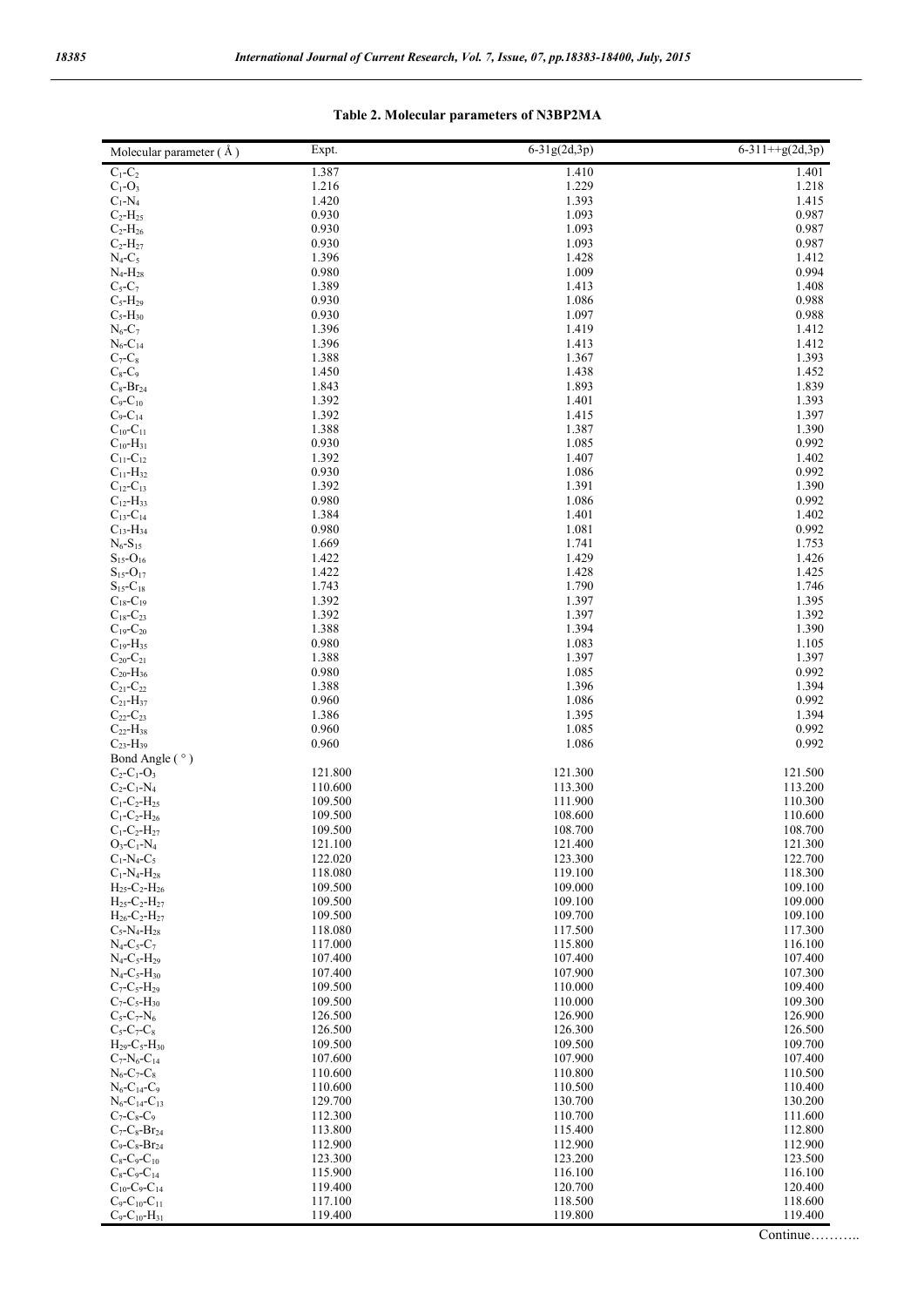**Table 2. Molecular parameters of N3BP2MA**

| Molecular parameter ( Å ) | Expt. | 6-31g(2d,3p) | 6-311++g(2d,3p) |
|---|---|---|---|
| $C_1$-$C_2$ | 1.387 | 1.410 | 1.401 |
| $C_1$-$O_3$ | 1.216 | 1.229 | 1.218 |
| $C_1$-$N_4$ | 1.420 | 1.393 | 1.415 |
| $C_2$-$H_{25}$ | 0.930 | 1.093 | 0.987 |
| $C_2$-$H_{26}$ | 0.930 | 1.093 | 0.987 |
| $C_2$-$H_{27}$ | 0.930 | 1.093 | 0.987 |
| $N_4$-$C_5$ | 1.396 | 1.428 | 1.412 |
| $N_4$-$H_{28}$ | 0.980 | 1.009 | 0.994 |
| $C_5$-$C_7$ | 1.389 | 1.413 | 1.408 |
| $C_5$-$H_{29}$ | 0.930 | 1.086 | 0.988 |
| $C_5$-$H_{30}$ | 0.930 | 1.097 | 0.988 |
| $N_6$-$C_7$ | 1.396 | 1.419 | 1.412 |
| $N_6$-$C_{14}$ | 1.396 | 1.413 | 1.412 |
| $C_7$-$C_8$ | 1.388 | 1.367 | 1.393 |
| $C_8$-$C_9$ | 1.450 | 1.438 | 1.452 |
| $C_8$-$Br_{24}$ | 1.843 | 1.893 | 1.839 |
| $C_9$-$C_{10}$ | 1.392 | 1.401 | 1.393 |
| $C_9$-$C_{14}$ | 1.392 | 1.415 | 1.397 |
| $C_{10}$-$C_{11}$ | 1.388 | 1.387 | 1.390 |
| $C_{10}$-$H_{31}$ | 0.930 | 1.085 | 0.992 |
| $C_{11}$-$C_{12}$ | 1.392 | 1.407 | 1.402 |
| $C_{11}$-$H_{32}$ | 0.930 | 1.086 | 0.992 |
| $C_{12}$-$C_{13}$ | 1.392 | 1.391 | 1.390 |
| $C_{12}$-$H_{33}$ | 0.980 | 1.086 | 0.992 |
| $C_{13}$-$C_{14}$ | 1.384 | 1.401 | 1.402 |
| $C_{13}$-$H_{34}$ | 0.980 | 1.081 | 0.992 |
| $N_6$-$S_{15}$ | 1.669 | 1.741 | 1.753 |
| $S_{15}$-$O_{16}$ | 1.422 | 1.429 | 1.426 |
| $S_{15}$-$O_{17}$ | 1.422 | 1.428 | 1.425 |
| $S_{15}$-$C_{18}$ | 1.743 | 1.790 | 1.746 |
| $C_{18}$-$C_{19}$ | 1.392 | 1.397 | 1.395 |
| $C_{18}$-$C_{23}$ | 1.392 | 1.397 | 1.392 |
| $C_{19}$-$C_{20}$ | 1.388 | 1.394 | 1.390 |
| $C_{19}$-$H_{35}$ | 0.980 | 1.083 | 1.105 |
| $C_{20}$-$C_{21}$ | 1.388 | 1.397 | 1.397 |
| $C_{20}$-$H_{36}$ | 0.980 | 1.085 | 0.992 |
| $C_{21}$-$C_{22}$ | 1.388 | 1.396 | 1.394 |
| $C_{21}$-$H_{37}$ | 0.960 | 1.086 | 0.992 |
| $C_{22}$-$C_{23}$ | 1.386 | 1.395 | 1.394 |
| $C_{22}$-$H_{38}$ | 0.960 | 1.085 | 0.992 |
| $C_{23}$-$H_{39}$ | 0.960 | 1.086 | 0.992 |
| Bond Angle ( ° ) | | | |
| $C_2$-$C_1$-$O_3$ | 121.800 | 121.300 | 121.500 |
| $C_2$-$C_1$-$N_4$ | 110.600 | 113.300 | 113.200 |
| $C_1$-$C_2$-$H_{25}$ | 109.500 | 111.900 | 110.300 |
| $C_1$-$C_2$-$H_{26}$ | 109.500 | 108.600 | 110.600 |
| $C_1$-$C_2$-$H_{27}$ | 109.500 | 108.700 | 108.700 |
| $O_3$-$C_1$-$N_4$ | 121.100 | 121.400 | 121.300 |
| $C_1$-$N_4$-$C_5$ | 122.020 | 123.300 | 122.700 |
| $C_1$-$N_4$-$H_{28}$ | 118.080 | 119.100 | 118.300 |
| $H_{25}$-$C_2$-$H_{26}$ | 109.500 | 109.000 | 109.100 |
| $H_{25}$-$C_2$-$H_{27}$ | 109.500 | 109.100 | 109.000 |
| $H_{26}$-$C_2$-$H_{27}$ | 109.500 | 109.700 | 109.100 |
| $C_5$-$N_4$-$H_{28}$ | 118.080 | 117.500 | 117.300 |
| $N_4$-$C_5$-$C_7$ | 117.000 | 115.800 | 116.100 |
| $N_4$-$C_5$-$H_{29}$ | 107.400 | 107.400 | 107.400 |
| $N_4$-$C_5$-$H_{30}$ | 107.400 | 107.900 | 107.300 |
| $C_7$-$C_5$-$H_{29}$ | 109.500 | 110.000 | 109.400 |
| $C_7$-$C_5$-$H_{30}$ | 109.500 | 110.000 | 109.300 |
| $C_5$-$C_7$-$N_6$ | 126.500 | 126.900 | 126.900 |
| $C_5$-$C_7$-$C_8$ | 126.500 | 126.300 | 126.500 |
| $H_{29}$-$C_5$-$H_{30}$ | 109.500 | 109.500 | 109.700 |
| $C_7$-$N_6$-$C_{14}$ | 107.600 | 107.900 | 107.400 |
| $N_6$-$C_7$-$C_8$ | 110.600 | 110.800 | 110.500 |
| $N_6$-$C_{14}$-$C_9$ | 110.600 | 110.500 | 110.400 |
| $N_6$-$C_{14}$-$C_{13}$ | 129.700 | 130.700 | 130.200 |
| $C_7$-$C_8$-$C_9$ | 112.300 | 110.700 | 111.600 |
| $C_7$-$C_8$-$Br_{24}$ | 113.800 | 115.400 | 112.800 |
| $C_9$-$C_8$-$Br_{24}$ | 112.900 | 112.900 | 112.900 |
| $C_8$-$C_9$-$C_{10}$ | 123.300 | 123.200 | 123.500 |
| $C_8$-$C_9$-$C_{14}$ | 115.900 | 116.100 | 116.100 |
| $C_{10}$-$C_9$-$C_{14}$ | 119.400 | 120.700 | 120.400 |
| $C_9$-$C_{10}$-$C_{11}$ | 117.100 | 118.500 | 118.600 |
| $C_9$-$C_{10}$-$H_{31}$ | 119.400 | 119.800 | 119.400 |

Continue………..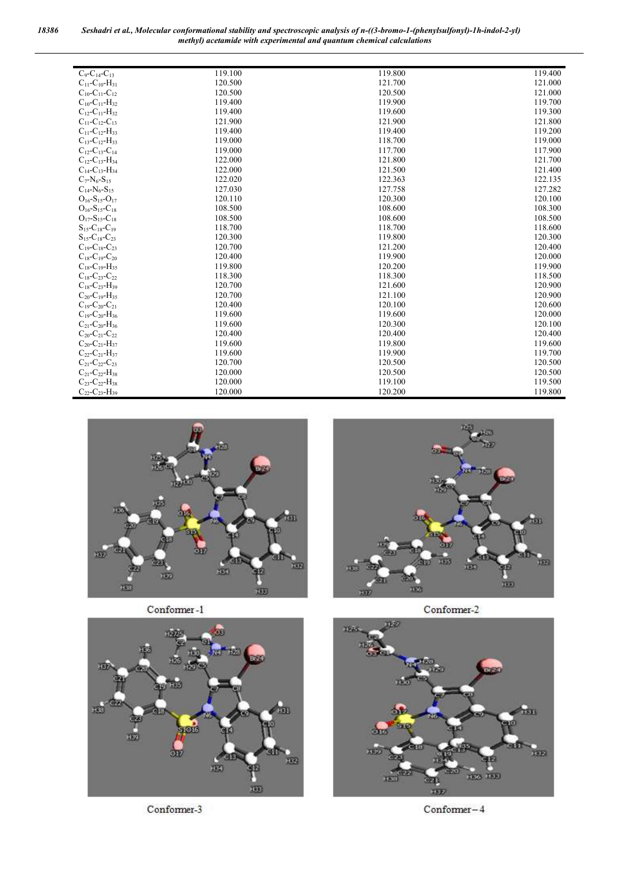| | | | |
|---|---|---|---|
| $C_9$-$C_{14}$-$C_{13}$ | 119.100 | 119.800 | 119.400 |
| $C_{11}$-$C_{10}$-$H_{31}$ | 120.500 | 121.700 | 121.000 |
| $C_{10}$-$C_{11}$-$C_{12}$ | 120.500 | 120.500 | 121.000 |
| $C_{10}$-$C_{11}$-$H_{32}$ | 119.400 | 119.900 | 119.700 |
| $C_{12}$-$C_{11}$-$H_{32}$ | 119.400 | 119.600 | 119.300 |
| $C_{11}$-$C_{12}$-$C_{13}$ | 121.900 | 121.900 | 121.800 |
| $C_{11}$-$C_{12}$-$H_{33}$ | 119.400 | 119.400 | 119.200 |
| $C_{13}$-$C_{12}$-$H_{33}$ | 119.000 | 118.700 | 119.000 |
| $C_{12}$-$C_{13}$-$C_{14}$ | 119.000 | 117.700 | 117.900 |
| $C_{12}$-$C_{13}$-$H_{34}$ | 122.000 | 121.800 | 121.700 |
| $C_{14}$-$C_{13}$-$H_{34}$ | 122.000 | 121.500 | 121.400 |
| $C_7$-$N_6$-$S_{15}$ | 122.020 | 122.363 | 122.135 |
| $C_{14}$-$N_6$-$S_{15}$ | 127.030 | 127.758 | 127.282 |
| $O_{16}$-$S_{15}$-$O_{17}$ | 120.110 | 120.300 | 120.100 |
| $O_{16}$-$S_{15}$-$C_{18}$ | 108.500 | 108.600 | 108.300 |
| $O_{17}$-$S_{15}$-$C_{18}$ | 108.500 | 108.600 | 108.500 |
| $S_{15}$-$C_{18}$-$C_{19}$ | 118.700 | 118.700 | 118.600 |
| $S_{15}$-$C_{18}$-$C_{23}$ | 120.300 | 119.800 | 120.300 |
| $C_{19}$-$C_{18}$-$C_{23}$ | 120.700 | 121.200 | 120.400 |
| $C_{18}$-$C_{19}$-$C_{20}$ | 120.400 | 119.900 | 120.000 |
| $C_{18}$-$C_{19}$-$H_{35}$ | 119.800 | 120.200 | 119.900 |
| $C_{18}$-$C_{23}$-$C_{22}$ | 118.300 | 118.300 | 118.500 |
| $C_{18}$-$C_{23}$-$H_{39}$ | 120.700 | 121.600 | 120.900 |
| $C_{20}$-$C_{19}$-$H_{35}$ | 120.700 | 121.100 | 120.900 |
| $C_{19}$-$C_{20}$-$C_{21}$ | 120.400 | 120.100 | 120.600 |
| $C_{19}$-$C_{20}$-$H_{36}$ | 119.600 | 119.600 | 120.000 |
| $C_{21}$-$C_{20}$-$H_{36}$ | 119.600 | 120.300 | 120.100 |
| $C_{20}$-$C_{21}$-$C_{22}$ | 120.400 | 120.400 | 120.400 |
| $C_{20}$-$C_{21}$-$H_{37}$ | 119.600 | 119.800 | 119.600 |
| $C_{22}$-$C_{21}$-$H_{37}$ | 119.600 | 119.900 | 119.700 |
| $C_{21}$-$C_{22}$-$C_{23}$ | 120.700 | 120.500 | 120.500 |
| $C_{21}$-$C_{22}$-$H_{38}$ | 120.000 | 120.500 | 120.500 |
| $C_{23}$-$C_{22}$-$H_{38}$ | 120.000 | 119.100 | 119.500 |
| $C_{22}$-$C_{23}$-$H_{39}$ | 120.000 | 120.200 | 119.800 |

Conformer-1

Conformer-2

Conformer-3

Conformer – 4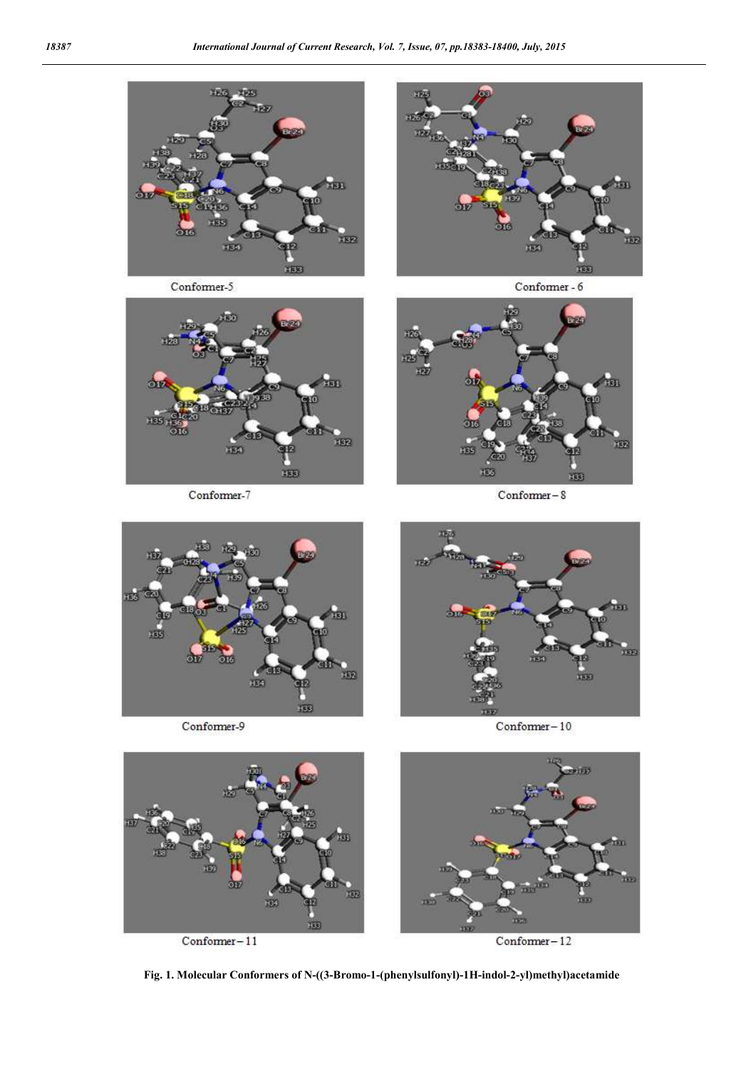Conformer-5

Conformer - 6

Conformer-7

Conformer – 8

Conformer-9

Conformer – 10

Conformer – 11

Conformer – 12

**Fig. 1. Molecular Conformers of N-((3-Bromo-1-(phenylsulfonyl)-1H-indol-2-yl)methyl)acetamide**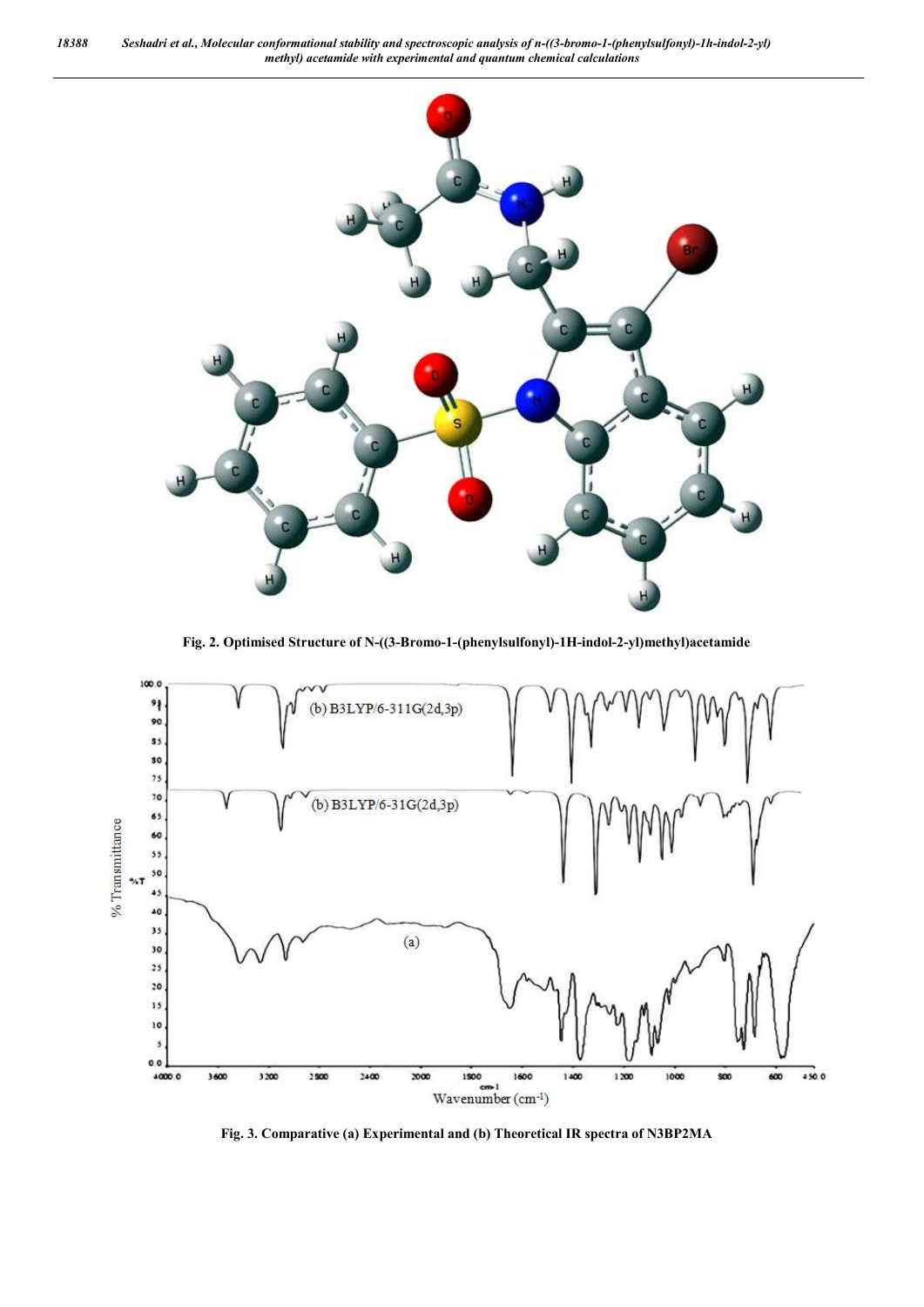Fig. 2. Optimised Structure of N-((3-Bromo-1-(phenylsulfonyl)-1H-indol-2-yl)methyl)acetamide

Fig. 3. Comparative (a) Experimental and (b) Theoretical IR spectra of N3BP2MA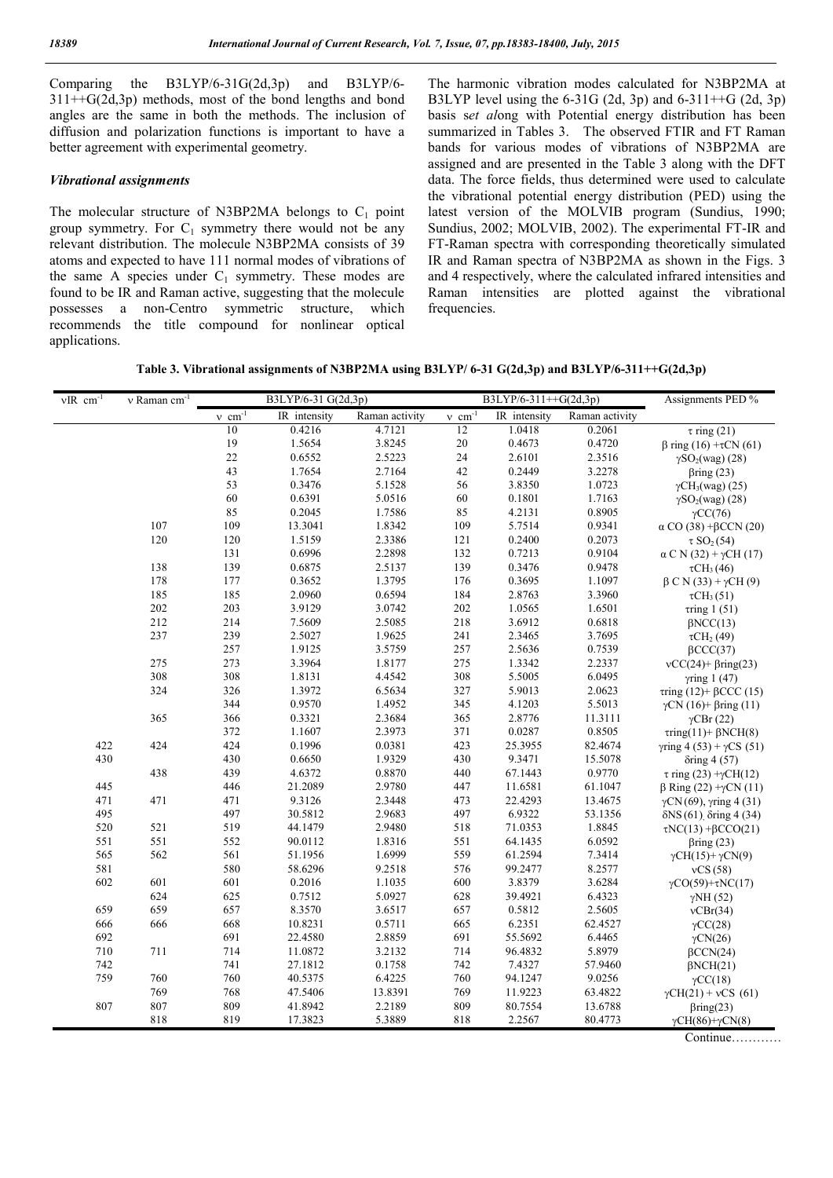Comparing the B3LYP/6-31G(2d,3p) and B3LYP/6-311++G(2d,3p) methods, most of the bond lengths and bond angles are the same in both the methods. The inclusion of diffusion and polarization functions is important to have a better agreement with experimental geometry.

### *Vibrational assignments*

The molecular structure of N3BP2MA belongs to $C_1$ point group symmetry. For $C_1$ symmetry there would not be any relevant distribution. The molecule N3BP2MA consists of 39 atoms and expected to have 111 normal modes of vibrations of the same A species under $C_1$ symmetry. These modes are found to be IR and Raman active, suggesting that the molecule possesses a non-Centro symmetric structure, which recommends the title compound for nonlinear optical applications.

The harmonic vibration modes calculated for N3BP2MA at B3LYP level using the 6-31G (2d, 3p) and 6-311++G (2d, 3p) basis s*et al*ong with Potential energy distribution has been summarized in Tables 3. The observed FTIR and FT Raman bands for various modes of vibrations of N3BP2MA are assigned and are presented in the Table 3 along with the DFT data. The force fields, thus determined were used to calculate the vibrational potential energy distribution (PED) using the latest version of the MOLVIB program (Sundius, 1990; Sundius, 2002; MOLVIB, 2002). The experimental FT-IR and FT-Raman spectra with corresponding theoretically simulated IR and Raman spectra of N3BP2MA as shown in the Figs. 3 and 4 respectively, where the calculated infrared intensities and Raman intensities are plotted against the vibrational frequencies.

**Table 3. Vibrational assignments of N3BP2MA using B3LYP/ 6-31 G(2d,3p) and B3LYP/6-311++G(2d,3p)**

| νIR $cm^{-1}$ | ν Raman $cm^{-1}$ | B3LYP/6-31 G(2d,3p) | | | B3LYP/6-311++G(2d,3p) | | | Assignments PED % |
|---|---|---|---|---|---|---|---|---|
| | | ν $cm^{-1}$ | IR intensity | Raman activity | ν $cm^{-1}$ | IR intensity | Raman activity | |
| | | 10 | 0.4216 | 4.7121 | 12 | 1.0418 | 0.2061 | τ ring (21) |
| | | 19 | 1.5654 | 3.8245 | 20 | 0.4673 | 0.4720 | β ring (16) +τCN (61) |
| | | 22 | 0.6552 | 2.5223 | 24 | 2.6101 | 2.3516 | $\gamma SO_2$(wag) (28) |
| | | 43 | 1.7654 | 2.7164 | 42 | 0.2449 | 3.2278 | βring (23) |
| | | 53 | 0.3476 | 5.1528 | 56 | 3.8350 | 1.0723 | $\gamma CH_3$(wag) (25) |
| | | 60 | 0.6391 | 5.0516 | 60 | 0.1801 | 1.7163 | $\gamma SO_2$(wag) (28) |
| | | 85 | 0.2045 | 1.7586 | 85 | 4.2131 | 0.8905 | γCC(76) |
| | 107 | 109 | 13.3041 | 1.8342 | 109 | 5.7514 | 0.9341 | α CO (38) +βCCN (20) |
| | 120 | 120 | 1.5159 | 2.3386 | 121 | 0.2400 | 0.2073 | τ $SO_2$ (54) |
| | | 131 | 0.6996 | 2.2898 | 132 | 0.7213 | 0.9104 | α C N (32) + γCH (17) |
| | 138 | 139 | 0.6875 | 2.5137 | 139 | 0.3476 | 0.9478 | $\tau CH_3$ (46) |
| | 178 | 177 | 0.3652 | 1.3795 | 176 | 0.3695 | 1.1097 | β C N (33) + γCH (9) |
| | 185 | 185 | 2.0960 | 0.6594 | 184 | 2.8763 | 3.3960 | $\tau CH_3$ (51) |
| | 202 | 203 | 3.9129 | 3.0742 | 202 | 1.0565 | 1.6501 | τring 1 (51) |
| | 212 | 214 | 7.5609 | 2.5085 | 218 | 3.6912 | 0.6818 | βNCC(13) |
| | 237 | 239 | 2.5027 | 1.9625 | 241 | 2.3465 | 3.7695 | $\tau CH_2$ (49) |
| | | 257 | 1.9125 | 3.5759 | 257 | 2.5636 | 0.7539 | βCCC(37) |
| | 275 | 273 | 3.3964 | 1.8177 | 275 | 1.3342 | 2.2337 | νCC(24)+ βring(23) |
| | 308 | 308 | 1.8131 | 4.4542 | 308 | 5.5005 | 6.0495 | γring 1 (47) |
| | 324 | 326 | 1.3972 | 6.5634 | 327 | 5.9013 | 2.0623 | τring (12)+ βCCC (15) |
| | | 344 | 0.9570 | 1.4952 | 345 | 4.1203 | 5.5013 | γCN (16)+ βring (11) |
| | 365 | 366 | 0.3321 | 2.3684 | 365 | 2.8776 | 11.3111 | γCBr (22) |
| | | 372 | 1.1607 | 2.3973 | 371 | 0.0287 | 0.8505 | τring(11)+ βNCH(8) |
| 422 | 424 | 424 | 0.1996 | 0.0381 | 423 | 25.3955 | 82.4674 | γring 4 (53) + γCS (51) |
| 430 | | 430 | 0.6650 | 1.9329 | 430 | 9.3471 | 15.5078 | δring 4 (57) |
| | 438 | 439 | 4.6372 | 0.8870 | 440 | 67.1443 | 0.9770 | τ ring (23) +γCH(12) |
| 445 | | 446 | 21.2089 | 2.9780 | 447 | 11.6581 | 61.1047 | β Ring (22) +γCN (11) |
| 471 | 471 | 471 | 9.3126 | 2.3448 | 473 | 22.4293 | 13.4675 | γCN (69), γring 4 (31) |
| 495 | | 497 | 30.5812 | 2.9683 | 497 | 6.9322 | 53.1356 | δNS (61), δring 4 (34) |
| 520 | 521 | 519 | 44.1479 | 2.9480 | 518 | 71.0353 | 1.8845 | τNC(13) +βCCO(21) |
| 551 | 551 | 552 | 90.0112 | 1.8316 | 551 | 64.1435 | 6.0592 | βring (23) |
| 565 | 562 | 561 | 51.1956 | 1.6999 | 559 | 61.2594 | 7.3414 | γCH(15)+ γCN(9) |
| 581 | | 580 | 58.6296 | 9.2518 | 576 | 99.2477 | 8.2577 | νCS (58) |
| 602 | 601 | 601 | 0.2016 | 1.1035 | 600 | 3.8379 | 3.6284 | γCO(59)+τNC(17) |
| | 624 | 625 | 0.7512 | 5.0927 | 628 | 39.4921 | 6.4323 | γNH (52) |
| 659 | 659 | 657 | 8.3570 | 3.6517 | 657 | 0.5812 | 2.5605 | νCBr(34) |
| 666 | 666 | 668 | 10.8231 | 0.5711 | 665 | 6.2351 | 62.4527 | γCC(28) |
| 692 | | 691 | 22.4580 | 2.8859 | 691 | 55.5692 | 6.4465 | γCN(26) |
| 710 | 711 | 714 | 11.0872 | 3.2132 | 714 | 96.4832 | 5.8979 | βCCN(24) |
| 742 | | 741 | 27.1812 | 0.1758 | 742 | 7.4327 | 57.9460 | βNCH(21) |
| 759 | 760 | 760 | 40.5375 | 6.4225 | 760 | 94.1247 | 9.0256 | γCC(18) |
| | 769 | 768 | 47.5406 | 13.8391 | 769 | 11.9223 | 63.4822 | γCH(21) + νCS (61) |
| 807 | 807 | 809 | 41.8942 | 2.2189 | 809 | 80.7554 | 13.6788 | βring(23) |
| | 818 | 819 | 17.3823 | 5.3889 | 818 | 2.2567 | 80.4773 | γCH(86)+γCN(8) |

Continue…………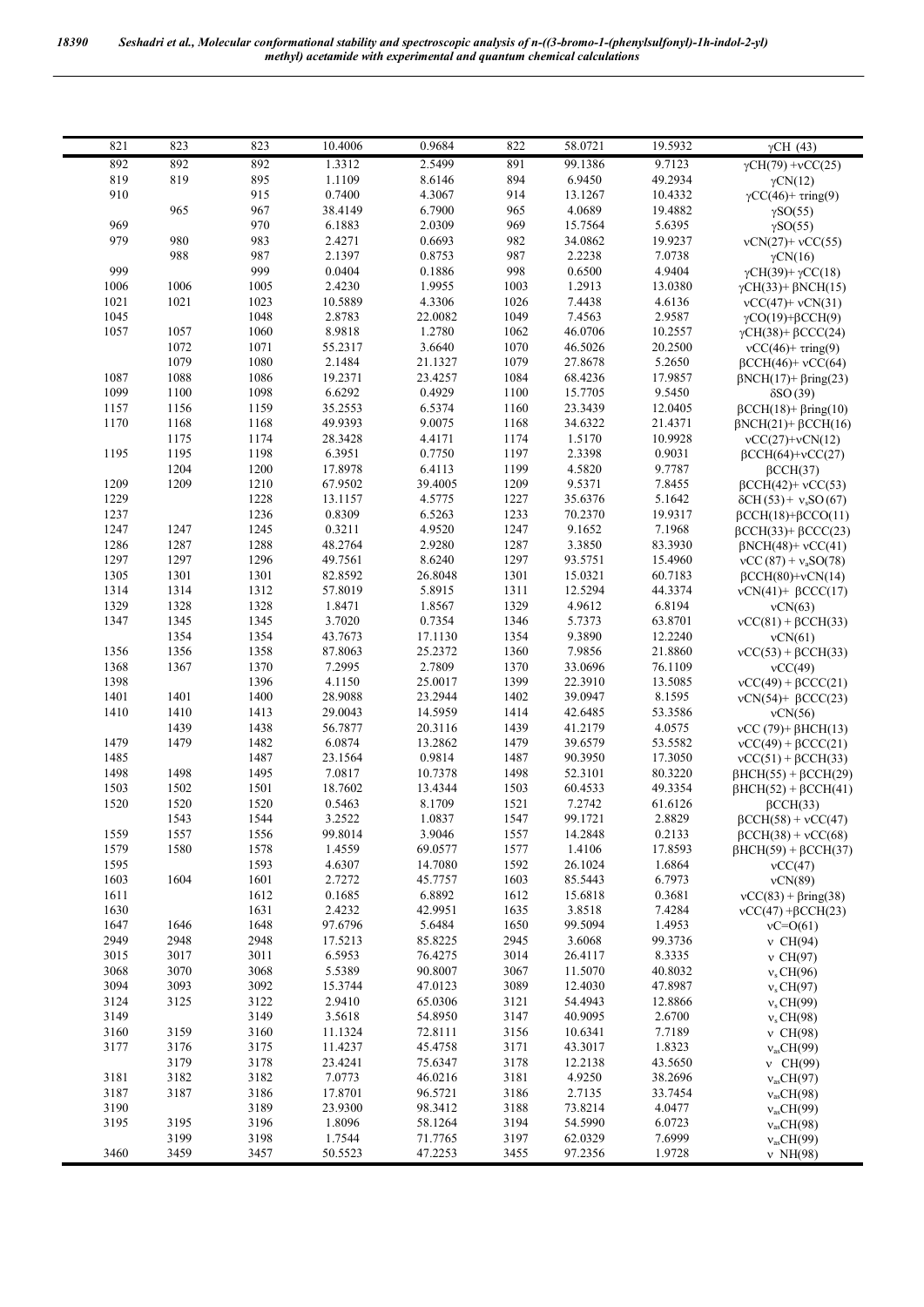| 821 | 823 | 823 | 10.4006 | 0.9684 | 822 | 58.0721 | 19.5932 | γCH (43) |
|---|---|---|---|---|---|---|---|---|
| 892 | 892 | 892 | 1.3312 | 2.5499 | 891 | 99.1386 | 9.7123 | γCH(79) +νCC(25) |
| 819 | 819 | 895 | 1.1109 | 8.6146 | 894 | 6.9450 | 49.2934 | γCN(12) |
| 910 | | 915 | 0.7400 | 4.3067 | 914 | 13.1267 | 10.4332 | γCC(46)+ τring(9) |
| | 965 | 967 | 38.4149 | 6.7900 | 965 | 4.0689 | 19.4882 | γSO(55) |
| 969 | | 970 | 6.1883 | 2.0309 | 969 | 15.7564 | 5.6395 | γSO(55) |
| 979 | 980 | 983 | 2.4271 | 0.6693 | 982 | 34.0862 | 19.9237 | νCN(27)+ νCC(55) |
| | 988 | 987 | 2.1397 | 0.8753 | 987 | 2.2238 | 7.0738 | γCN(16) |
| 999 | | 999 | 0.0404 | 0.1886 | 998 | 0.6500 | 4.9404 | γCH(39)+ γCC(18) |
| 1006 | 1006 | 1005 | 2.4230 | 1.9955 | 1003 | 1.2913 | 13.0380 | γCH(33)+ βNCH(15) |
| 1021 | 1021 | 1023 | 10.5889 | 4.3306 | 1026 | 7.4438 | 4.6136 | νCC(47)+ νCN(31) |
| 1045 | | 1048 | 2.8783 | 22.0082 | 1049 | 7.4563 | 2.9587 | γCO(19)+βCCH(9) |
| 1057 | 1057 | 1060 | 8.9818 | 1.2780 | 1062 | 46.0706 | 10.2557 | γCH(38)+ βCCC(24) |
| | 1072 | 1071 | 55.2317 | 3.6640 | 1070 | 46.5026 | 20.2500 | νCC(46)+ τring(9) |
| | 1079 | 1080 | 2.1484 | 21.1327 | 1079 | 27.8678 | 5.2650 | βCCH(46)+ νCC(64) |
| 1087 | 1088 | 1086 | 19.2371 | 23.4257 | 1084 | 68.4236 | 17.9857 | βNCH(17)+ βring(23) |
| 1099 | 1100 | 1098 | 6.6292 | 0.4929 | 1100 | 15.7705 | 9.5450 | δSO (39) |
| 1157 | 1156 | 1159 | 35.2553 | 6.5374 | 1160 | 23.3439 | 12.0405 | βCCH(18)+ βring(10) |
| 1170 | 1168 | 1168 | 49.9393 | 9.0075 | 1168 | 34.6322 | 21.4371 | βNCH(21)+ βCCH(16) |
| | 1175 | 1174 | 28.3428 | 4.4171 | 1174 | 1.5170 | 10.9928 | νCC(27)+νCN(12) |
| 1195 | 1195 | 1198 | 6.3951 | 0.7750 | 1197 | 2.3398 | 0.9031 | βCCH(64)+νCC(27) |
| | 1204 | 1200 | 17.8978 | 6.4113 | 1199 | 4.5820 | 9.7787 | βCCH(37) |
| 1209 | 1209 | 1210 | 67.9502 | 39.4005 | 1209 | 9.5371 | 7.8455 | βCCH(42)+ νCC(53) |
| 1229 | | 1228 | 13.1157 | 4.5775 | 1227 | 35.6376 | 5.1642 | δCH (53) + $\nu_s$SO (67) |
| 1237 | | 1236 | 0.8309 | 6.5263 | 1233 | 70.2370 | 19.9317 | βCCH(18)+βCCO(11) |
| 1247 | 1247 | 1245 | 0.3211 | 4.9520 | 1247 | 9.1652 | 7.1968 | βCCH(33)+ βCCC(23) |
| 1286 | 1287 | 1288 | 48.2764 | 2.9280 | 1287 | 3.3850 | 83.3930 | βNCH(48)+ νCC(41) |
| 1297 | 1297 | 1296 | 49.7561 | 8.6240 | 1297 | 93.5751 | 15.4960 | νCC (87) + $\nu_a$SO(78) |
| 1305 | 1301 | 1301 | 82.8592 | 26.8048 | 1301 | 15.0321 | 60.7183 | βCCH(80)+νCN(14) |
| 1314 | 1314 | 1312 | 57.8019 | 5.8915 | 1311 | 12.5294 | 44.3374 | νCN(41)+ βCCC(17) |
| 1329 | 1328 | 1328 | 1.8471 | 1.8567 | 1329 | 4.9612 | 6.8194 | νCN(63) |
| 1347 | 1345 | 1345 | 3.7020 | 0.7354 | 1346 | 5.7373 | 63.8701 | νCC(81) + βCCH(33) |
| | 1354 | 1354 | 43.7673 | 17.1130 | 1354 | 9.3890 | 12.2240 | νCN(61) |
| 1356 | 1356 | 1358 | 87.8063 | 25.2372 | 1360 | 7.9856 | 21.8860 | νCC(53) + βCCH(33) |
| 1368 | 1367 | 1370 | 7.2995 | 2.7809 | 1370 | 33.0696 | 76.1109 | νCC(49) |
| 1398 | | 1396 | 4.1150 | 25.0017 | 1399 | 22.3910 | 13.5085 | νCC(49) + βCCC(21) |
| 1401 | 1401 | 1400 | 28.9088 | 23.2944 | 1402 | 39.0947 | 8.1595 | νCN(54)+ βCCC(23) |
| 1410 | 1410 | 1413 | 29.0043 | 14.5959 | 1414 | 42.6485 | 53.3586 | νCN(56) |
| | 1439 | 1438 | 56.7877 | 20.3116 | 1439 | 41.2179 | 4.0575 | νCC (79)+ βHCH(13) |
| 1479 | 1479 | 1482 | 6.0874 | 13.2862 | 1479 | 39.6579 | 53.5582 | νCC(49) + βCCC(21) |
| 1485 | | 1487 | 23.1564 | 0.9814 | 1487 | 90.3950 | 17.3050 | νCC(51) + βCCH(33) |
| 1498 | 1498 | 1495 | 7.0817 | 10.7378 | 1498 | 52.3101 | 80.3220 | βHCH(55) + βCCH(29) |
| 1503 | 1502 | 1501 | 18.7602 | 13.4344 | 1503 | 60.4533 | 49.3354 | βHCH(52) + βCCH(41) |
| 1520 | 1520 | 1520 | 0.5463 | 8.1709 | 1521 | 7.2742 | 61.6126 | βCCH(33) |
| | 1543 | 1544 | 3.2522 | 1.0837 | 1547 | 99.1721 | 2.8829 | βCCH(58) + νCC(47) |
| 1559 | 1557 | 1556 | 99.8014 | 3.9046 | 1557 | 14.2848 | 0.2133 | βCCH(38) + νCC(68) |
| 1579 | 1580 | 1578 | 1.4559 | 69.0577 | 1577 | 1.4106 | 17.8593 | βHCH(59) + βCCH(37) |
| 1595 | | 1593 | 4.6307 | 14.7080 | 1592 | 26.1024 | 1.6864 | νCC(47) |
| 1603 | 1604 | 1601 | 2.7272 | 45.7757 | 1603 | 85.5443 | 6.7973 | νCN(89) |
| 1611 | | 1612 | 0.1685 | 6.8892 | 1612 | 15.6818 | 0.3681 | νCC(83) + βring(38) |
| 1630 | | 1631 | 2.4232 | 42.9951 | 1635 | 3.8518 | 7.4284 | νCC(47) +βCCH(23) |
| 1647 | 1646 | 1648 | 97.6796 | 5.6484 | 1650 | 99.5094 | 1.4953 | νC=O(61) |
| 2949 | 2948 | 2948 | 17.5213 | 85.8225 | 2945 | 3.6068 | 99.3736 | ν CH(94) |
| 3015 | 3017 | 3011 | 6.5953 | 76.4275 | 3014 | 26.4117 | 8.3335 | ν CH(97) |
| 3068 | 3070 | 3068 | 5.5389 | 90.8007 | 3067 | 11.5070 | 40.8032 | $\nu_s$CH(96) |
| 3094 | 3093 | 3092 | 15.3744 | 47.0123 | 3089 | 12.4030 | 47.8987 | $\nu_s$CH(97) |
| 3124 | 3125 | 3122 | 2.9410 | 65.0306 | 3121 | 54.4943 | 12.8866 | $\nu_s$CH(99) |
| 3149 | | 3149 | 3.5618 | 54.8950 | 3147 | 40.9095 | 2.6700 | $\nu_s$CH(98) |
| 3160 | 3159 | 3160 | 11.1324 | 72.8111 | 3156 | 10.6341 | 7.7189 | ν CH(98) |
| 3177 | 3176 | 3175 | 11.4237 | 45.4758 | 3171 | 43.3017 | 1.8323 | $\nu_{as}$CH(99) |
| | 3179 | 3178 | 23.4241 | 75.6347 | 3178 | 12.2138 | 43.5650 | ν CH(99) |
| 3181 | 3182 | 3182 | 7.0773 | 46.0216 | 3181 | 4.9250 | 38.2696 | $\nu_{as}$CH(97) |
| 3187 | 3187 | 3186 | 17.8701 | 96.5721 | 3186 | 2.7135 | 33.7454 | $\nu_{as}$CH(98) |
| 3190 | | 3189 | 23.9300 | 98.3412 | 3188 | 73.8214 | 4.0477 | $\nu_{as}$CH(99) |
| 3195 | 3195 | 3196 | 1.8096 | 58.1264 | 3194 | 54.5990 | 6.0723 | $\nu_{as}$CH(98) |
| | 3199 | 3198 | 1.7544 | 71.7765 | 3197 | 62.0329 | 7.6999 | $\nu_{as}$CH(99) |
| 3460 | 3459 | 3457 | 50.5523 | 47.2253 | 3455 | 97.2356 | 1.9728 | ν NH(98) |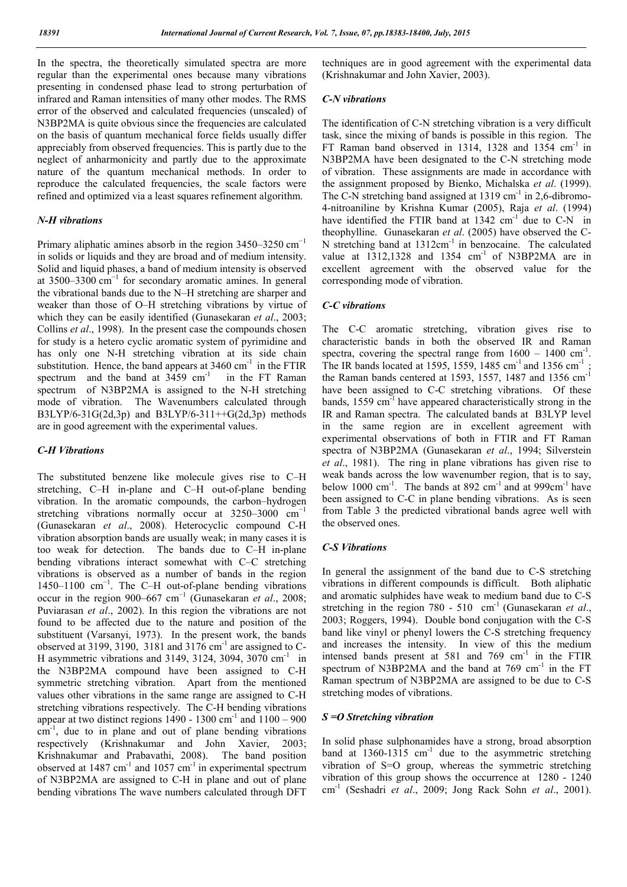In the spectra, the theoretically simulated spectra are more regular than the experimental ones because many vibrations presenting in condensed phase lead to strong perturbation of infrared and Raman intensities of many other modes. The RMS error of the observed and calculated frequencies (unscaled) of N3BP2MA is quite obvious since the frequencies are calculated on the basis of quantum mechanical force fields usually differ appreciably from observed frequencies. This is partly due to the neglect of anharmonicity and partly due to the approximate nature of the quantum mechanical methods. In order to reproduce the calculated frequencies, the scale factors were refined and optimized via a least squares refinement algorithm.

### *N-H vibrations*

Primary aliphatic amines absorb in the region 3450–3250 cm$^{-1}$ in solids or liquids and they are broad and of medium intensity. Solid and liquid phases, a band of medium intensity is observed at 3500–3300 cm$^{-1}$ for secondary aromatic amines. In general the vibrational bands due to the N–H stretching are sharper and weaker than those of O–H stretching vibrations by virtue of which they can be easily identified (Gunasekaran *et al*., 2003; Collins *et al*., 1998). In the present case the compounds chosen for study is a hetero cyclic aromatic system of pyrimidine and has only one N-H stretching vibration at its side chain substitution. Hence, the band appears at 3460 cm$^{-1}$ in the FTIR spectrum and the band at 3459 cm$^{-1}$ in the FT Raman spectrum of N3BP2MA is assigned to the N-H stretching mode of vibration. The Wavenumbers calculated through B3LYP/6-31G(2d,3p) and B3LYP/6-311++G(2d,3p) methods are in good agreement with the experimental values.

### *C-H Vibrations*

The substituted benzene like molecule gives rise to C–H stretching, C–H in-plane and C–H out-of-plane bending vibration. In the aromatic compounds, the carbon–hydrogen stretching vibrations normally occur at 3250–3000 cm$^{-1}$ (Gunasekaran *et al*., 2008). Heterocyclic compound C-H vibration absorption bands are usually weak; in many cases it is too weak for detection. The bands due to C–H in-plane bending vibrations interact somewhat with C–C stretching vibrations is observed as a number of bands in the region 1450–1100 cm$^{-1}$. The C–H out-of-plane bending vibrations occur in the region 900–667 cm$^{-1}$ (Gunasekaran *et al*., 2008; Puviarasan *et al*., 2002). In this region the vibrations are not found to be affected due to the nature and position of the substituent (Varsanyi, 1973). In the present work, the bands observed at 3199, 3190, 3181 and 3176 cm$^{-1}$ are assigned to C-H asymmetric vibrations and 3149, 3124, 3094, 3070 cm$^{-1}$ in the N3BP2MA compound have been assigned to C-H symmetric stretching vibration. Apart from the mentioned values other vibrations in the same range are assigned to C-H stretching vibrations respectively. The C-H bending vibrations appear at two distinct regions 1490 - 1300 cm$^{-1}$ and 1100 – 900 cm$^{-1}$, due to in plane and out of plane bending vibrations respectively (Krishnakumar and John Xavier, 2003; Krishnakumar and Prabavathi, 2008). The band position observed at 1487 cm$^{-1}$ and 1057 cm$^{-1}$ in experimental spectrum of N3BP2MA are assigned to C-H in plane and out of plane bending vibrations The wave numbers calculated through DFT techniques are in good agreement with the experimental data (Krishnakumar and John Xavier, 2003).

### *C-N vibrations*

The identification of C-N stretching vibration is a very difficult task, since the mixing of bands is possible in this region. The FT Raman band observed in 1314, 1328 and 1354 cm$^{-1}$ in N3BP2MA have been designated to the C-N stretching mode of vibration. These assignments are made in accordance with the assignment proposed by Bienko, Michalska *et al*. (1999). The C-N stretching band assigned at 1319 cm$^{-1}$ in 2,6-dibromo-4-nitroaniline by Krishna Kumar (2005), Raja *et al*. (1994) have identified the FTIR band at 1342 cm$^{-1}$ due to C-N in theophylline. Gunasekaran *et al*. (2005) have observed the C-N stretching band at 1312cm$^{-1}$ in benzocaine. The calculated value at 1312,1328 and 1354 cm$^{-1}$ of N3BP2MA are in excellent agreement with the observed value for the corresponding mode of vibration.

### *C-C vibrations*

The C-C aromatic stretching, vibration gives rise to characteristic bands in both the observed IR and Raman spectra, covering the spectral range from 1600 – 1400 cm$^{-1}$. The IR bands located at 1595, 1559, 1485 cm$^{-1}$ and 1356 cm$^{-1}$ ; the Raman bands centered at 1593, 1557, 1487 and 1356 cm$^{-1}$ have been assigned to C-C stretching vibrations. Of these bands, 1559 cm$^{-1}$ have appeared characteristically strong in the IR and Raman spectra. The calculated bands at B3LYP level in the same region are in excellent agreement with experimental observations of both in FTIR and FT Raman spectra of N3BP2MA (Gunasekaran *et al*., 1994; Silverstein *et al*., 1981). The ring in plane vibrations has given rise to weak bands across the low wavenumber region, that is to say, below 1000 cm$^{-1}$. The bands at 892 cm$^{-1}$ and at 999cm$^{-1}$ have been assigned to C-C in plane bending vibrations. As is seen from Table 3 the predicted vibrational bands agree well with the observed ones.

### *C-S Vibrations*

In general the assignment of the band due to C-S stretching vibrations in different compounds is difficult. Both aliphatic and aromatic sulphides have weak to medium band due to C-S stretching in the region 780 - 510 cm$^{-1}$ (Gunasekaran *et al*., 2003; Roggers, 1994). Double bond conjugation with the C-S band like vinyl or phenyl lowers the C-S stretching frequency and increases the intensity. In view of this the medium intensed bands present at 581 and 769 cm$^{-1}$ in the FTIR spectrum of N3BP2MA and the band at 769 cm$^{-1}$ in the FT Raman spectrum of N3BP2MA are assigned to be due to C-S stretching modes of vibrations.

### *S =O Stretching vibration*

In solid phase sulphonamides have a strong, broad absorption band at 1360-1315 cm$^{-1}$ due to the asymmetric stretching vibration of S=O group, whereas the symmetric stretching vibration of this group shows the occurrence at 1280 - 1240 cm$^{-1}$ (Seshadri *et al*., 2009; Jong Rack Sohn *et al*., 2001).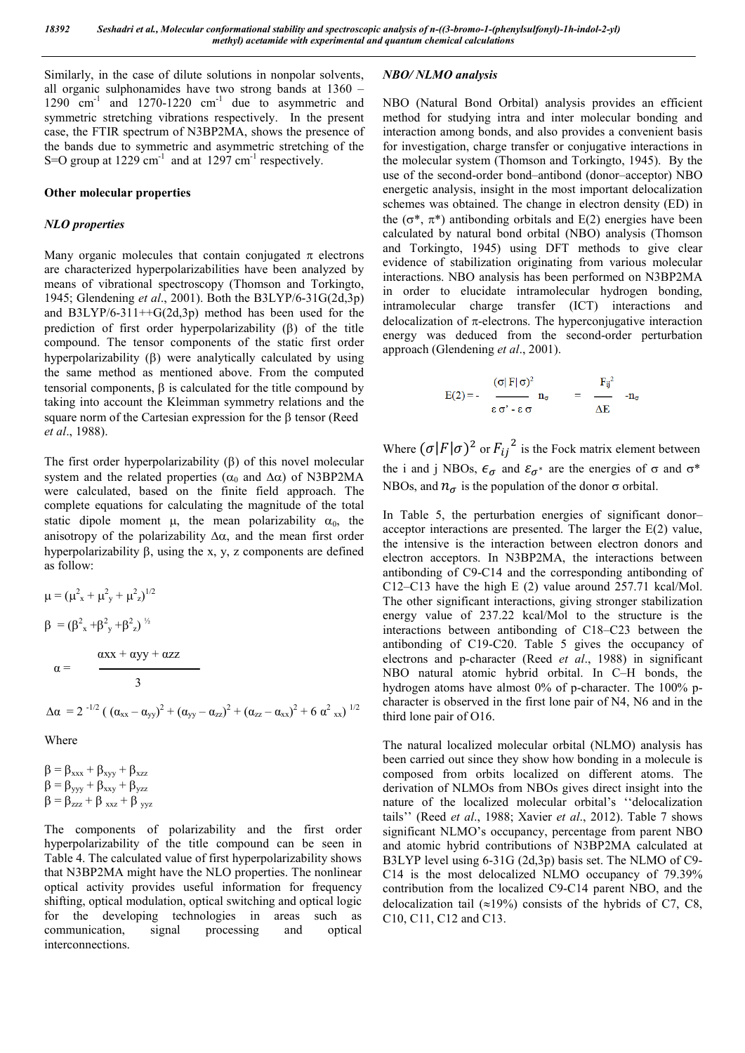Similarly, in the case of dilute solutions in nonpolar solvents, all organic sulphonamides have two strong bands at 1360 – 1290 $cm^{-1}$ and 1270-1220 $cm^{-1}$ due to asymmetric and symmetric stretching vibrations respectively. In the present case, the FTIR spectrum of N3BP2MA, shows the presence of the bands due to symmetric and asymmetric stretching of the S=O group at 1229 $cm^{-1}$ and at 1297 $cm^{-1}$ respectively.

## Other molecular properties

### *NLO properties*

Many organic molecules that contain conjugated $\pi$ electrons are characterized hyperpolarizabilities have been analyzed by means of vibrational spectroscopy (Thomson and Torkingto, 1945; Glendening *et al*., 2001). Both the B3LYP/6-31G(2d,3p) and B3LYP/6-311++G(2d,3p) method has been used for the prediction of first order hyperpolarizability ($\beta$) of the title compound. The tensor components of the static first order hyperpolarizability ($\beta$) were analytically calculated by using the same method as mentioned above. From the computed tensorial components, $\beta$ is calculated for the title compound by taking into account the Kleimman symmetry relations and the square norm of the Cartesian expression for the $\beta$ tensor (Reed *et al*., 1988).

The first order hyperpolarizability ($\beta$) of this novel molecular system and the related properties ($\alpha_0$ and $\Delta\alpha$) of N3BP2MA were calculated, based on the finite field approach. The complete equations for calculating the magnitude of the total static dipole moment $\mu$, the mean polarizability $\alpha_0$, the anisotropy of the polarizability $\Delta\alpha$, and the mean first order hyperpolarizability $\beta$, using the x, y, z components are defined as follow:

$$\mu = (\mu_x^2 + \mu_y^2 + \mu_z^2)^{1/2}$$

$$\beta = (\beta_x^2 + \beta_y^2 + \beta_z^2)^{1/2}$$

$$\alpha = \frac{\alpha xx + \alpha yy + \alpha zz}{3}$$

$$\Delta\alpha = 2^{-1/2} \left( (\alpha_{xx} - \alpha_{yy})^2 + (\alpha_{yy} - \alpha_{zz})^2 + (\alpha_{zz} - \alpha_{xx})^2 + 6\,\alpha_{xx}^2 \right)^{1/2}$$

Where

$$\beta = \beta_{xxx} + \beta_{xyy} + \beta_{xzz}$$
$$\beta = \beta_{yyy} + \beta_{xxy} + \beta_{yzz}$$
$$\beta = \beta_{zzz} + \beta_{xxz} + \beta_{yyz}$$

The components of polarizability and the first order hyperpolarizability of the title compound can be seen in Table 4. The calculated value of first hyperpolarizability shows that N3BP2MA might have the NLO properties. The nonlinear optical activity provides useful information for frequency shifting, optical modulation, optical switching and optical logic for the developing technologies in areas such as communication, signal processing and optical interconnections.

### *NBO/ NLMO analysis*

NBO (Natural Bond Orbital) analysis provides an efficient method for studying intra and inter molecular bonding and interaction among bonds, and also provides a convenient basis for investigation, charge transfer or conjugative interactions in the molecular system (Thomson and Torkingto, 1945). By the use of the second-order bond–antibond (donor–acceptor) NBO energetic analysis, insight in the most important delocalization schemes was obtained. The change in electron density (ED) in the ($\sigma^*$, $\pi^*$) antibonding orbitals and E(2) energies have been calculated by natural bond orbital (NBO) analysis (Thomson and Torkingto, 1945) using DFT methods to give clear evidence of stabilization originating from various molecular interactions. NBO analysis has been performed on N3BP2MA in order to elucidate intramolecular hydrogen bonding, intramolecular charge transfer (ICT) interactions and delocalization of $\pi$-electrons. The hyperconjugative interaction energy was deduced from the second-order perturbation approach (Glendening *et al*., 2001).

$$E(2) = -\frac{(\sigma|F|\sigma)^2}{\varepsilon\sigma' - \varepsilon\sigma}\, n_\sigma = \frac{F_{ij}^2}{\Delta E}\, -n_\sigma$$

Where $(\sigma|F|\sigma)^2$ or $F_{ij}{}^2$ is the Fock matrix element between the i and j NBOs, $\epsilon_\sigma$ and $\varepsilon_{\sigma^*}$ are the energies of $\sigma$ and $\sigma^*$ NBOs, and $n_\sigma$ is the population of the donor $\sigma$ orbital.

In Table 5, the perturbation energies of significant donor–acceptor interactions are presented. The larger the E(2) value, the intensive is the interaction between electron donors and electron acceptors. In N3BP2MA, the interactions between antibonding of C9-C14 and the corresponding antibonding of C12–C13 have the high E (2) value around 257.71 kcal/Mol. The other significant interactions, giving stronger stabilization energy value of 237.22 kcal/Mol to the structure is the interactions between antibonding of C18–C23 between the antibonding of C19-C20. Table 5 gives the occupancy of electrons and p-character (Reed *et al*., 1988) in significant NBO natural atomic hybrid orbital. In C–H bonds, the hydrogen atoms have almost 0% of p-character. The 100% p-character is observed in the first lone pair of N4, N6 and in the third lone pair of O16.

The natural localized molecular orbital (NLMO) analysis has been carried out since they show how bonding in a molecule is composed from orbits localized on different atoms. The derivation of NLMOs from NBOs gives direct insight into the nature of the localized molecular orbital's ''delocalization tails'' (Reed *et al*., 1988; Xavier *et al*., 2012). Table 7 shows significant NLMO's occupancy, percentage from parent NBO and atomic hybrid contributions of N3BP2MA calculated at B3LYP level using 6-31G (2d,3p) basis set. The NLMO of C9-C14 is the most delocalized NLMO occupancy of 79.39% contribution from the localized C9-C14 parent NBO, and the delocalization tail (≈19%) consists of the hybrids of C7, C8, C10, C11, C12 and C13.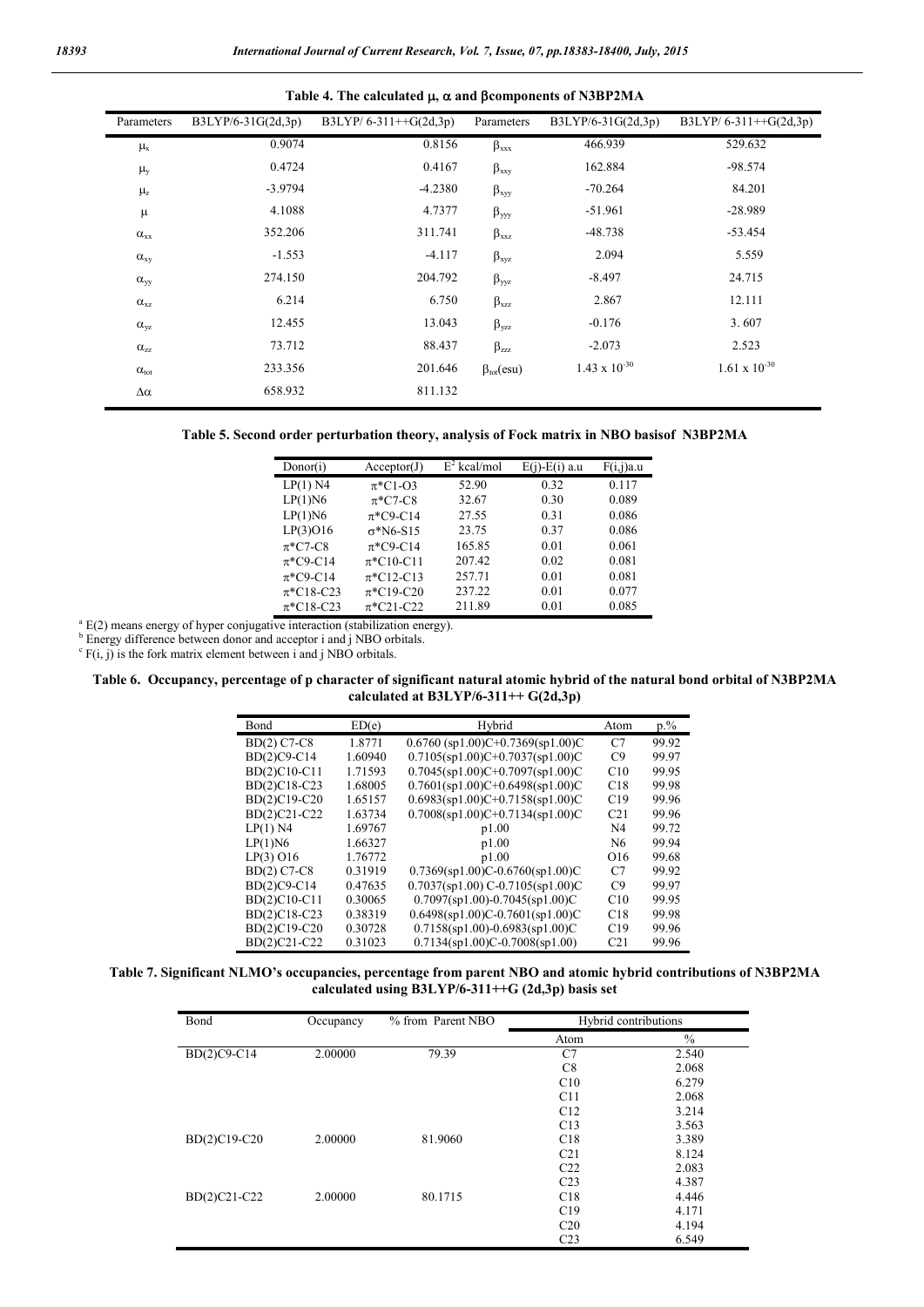**Table 4. The calculated μ, α and βcomponents of N3BP2MA**

| Parameters | B3LYP/6-31G(2d,3p) | B3LYP/ 6-311++G(2d,3p) | Parameters | B3LYP/6-31G(2d,3p) | B3LYP/ 6-311++G(2d,3p) |
|---|---|---|---|---|---|
| $\mu_x$ | 0.9074 | 0.8156 | $\beta_{xxx}$ | 466.939 | 529.632 |
| $\mu_y$ | 0.4724 | 0.4167 | $\beta_{xxy}$ | 162.884 | -98.574 |
| $\mu_z$ | -3.9794 | -4.2380 | $\beta_{xyy}$ | -70.264 | 84.201 |
| $\mu$ | 4.1088 | 4.7377 | $\beta_{yyy}$ | -51.961 | -28.989 |
| $\alpha_{xx}$ | 352.206 | 311.741 | $\beta_{xxz}$ | -48.738 | -53.454 |
| $\alpha_{xy}$ | -1.553 | -4.117 | $\beta_{xyz}$ | 2.094 | 5.559 |
| $\alpha_{yy}$ | 274.150 | 204.792 | $\beta_{yyz}$ | -8.497 | 24.715 |
| $\alpha_{xz}$ | 6.214 | 6.750 | $\beta_{xzz}$ | 2.867 | 12.111 |
| $\alpha_{yz}$ | 12.455 | 13.043 | $\beta_{yzz}$ | -0.176 | 3. 607 |
| $\alpha_{zz}$ | 73.712 | 88.437 | $\beta_{zzz}$ | -2.073 | 2.523 |
| $\alpha_{tot}$ | 233.356 | 201.646 | $\beta_{tot}$(esu) | $1.43 \times 10^{-30}$ | $1.61 \times 10^{-30}$ |
| $\Delta\alpha$ | 658.932 | 811.132 | | | |

**Table 5. Second order perturbation theory, analysis of Fock matrix in NBO basisof N3BP2MA**

| Donor(i) | Acceptor(J) | $E^2$ kcal/mol | E(j)-E(i) a.u | F(i,j)a.u |
|---|---|---|---|---|
| LP(1) N4 | π*C1-O3 | 52.90 | 0.32 | 0.117 |
| LP(1)N6 | π*C7-C8 | 32.67 | 0.30 | 0.089 |
| LP(1)N6 | π*C9-C14 | 27.55 | 0.31 | 0.086 |
| LP(3)O16 | σ*N6-S15 | 23.75 | 0.37 | 0.086 |
| π*C7-C8 | π*C9-C14 | 165.85 | 0.01 | 0.061 |
| π*C9-C14 | π*C10-C11 | 207.42 | 0.02 | 0.081 |
| π*C9-C14 | π*C12-C13 | 257.71 | 0.01 | 0.081 |
| π*C18-C23 | π*C19-C20 | 237.22 | 0.01 | 0.077 |
| π*C18-C23 | π*C21-C22 | 211.89 | 0.01 | 0.085 |

[a] E(2) means energy of hyper conjugative interaction (stabilization energy).
[b] Energy difference between donor and acceptor i and j NBO orbitals.
[c] F(i, j) is the fork matrix element between i and j NBO orbitals.

**Table 6. Occupancy, percentage of p character of significant natural atomic hybrid of the natural bond orbital of N3BP2MA calculated at B3LYP/6-311++ G(2d,3p)**

| Bond | ED(e) | Hybrid | Atom | p.% |
|---|---|---|---|---|
| BD(2) C7-C8 | 1.8771 | 0.6760 (sp1.00)C+0.7369(sp1.00)C | C7 | 99.92 |
| BD(2)C9-C14 | 1.60940 | 0.7105(sp1.00)C+0.7037(sp1.00)C | C9 | 99.97 |
| BD(2)C10-C11 | 1.71593 | 0.7045(sp1.00)C+0.7097(sp1.00)C | C10 | 99.95 |
| BD(2)C18-C23 | 1.68005 | 0.7601(sp1.00)C+0.6498(sp1.00)C | C18 | 99.98 |
| BD(2)C19-C20 | 1.65157 | 0.6983(sp1.00)C+0.7158(sp1.00)C | C19 | 99.96 |
| BD(2)C21-C22 | 1.63734 | 0.7008(sp1.00)C+0.7134(sp1.00)C | C21 | 99.96 |
| LP(1) N4 | 1.69767 | p1.00 | N4 | 99.72 |
| LP(1)N6 | 1.66327 | p1.00 | N6 | 99.94 |
| LP(3) O16 | 1.76772 | p1.00 | O16 | 99.68 |
| BD(2) C7-C8 | 0.31919 | 0.7369(sp1.00)C-0.6760(sp1.00)C | C7 | 99.92 |
| BD(2)C9-C14 | 0.47635 | 0.7037(sp1.00) C-0.7105(sp1.00)C | C9 | 99.97 |
| BD(2)C10-C11 | 0.30065 | 0.7097(sp1.00)-0.7045(sp1.00)C | C10 | 99.95 |
| BD(2)C18-C23 | 0.38319 | 0.6498(sp1.00)C-0.7601(sp1.00)C | C18 | 99.98 |
| BD(2)C19-C20 | 0.30728 | 0.7158(sp1.00)-0.6983(sp1.00)C | C19 | 99.96 |
| BD(2)C21-C22 | 0.31023 | 0.7134(sp1.00)C-0.7008(sp1.00) | C21 | 99.96 |

**Table 7. Significant NLMO's occupancies, percentage from parent NBO and atomic hybrid contributions of N3BP2MA calculated using B3LYP/6-311++G (2d,3p) basis set**

| Bond | Occupancy | % from Parent NBO | Hybrid contributions | |
|---|---|---|---|---|
| | | | Atom | % |
| BD(2)C9-C14 | 2.00000 | 79.39 | C7 | 2.540 |
| | | | C8 | 2.068 |
| | | | C10 | 6.279 |
| | | | C11 | 2.068 |
| | | | C12 | 3.214 |
| | | | C13 | 3.563 |
| BD(2)C19-C20 | 2.00000 | 81.9060 | C18 | 3.389 |
| | | | C21 | 8.124 |
| | | | C22 | 2.083 |
| | | | C23 | 4.387 |
| BD(2)C21-C22 | 2.00000 | 80.1715 | C18 | 4.446 |
| | | | C19 | 4.171 |
| | | | C20 | 4.194 |
| | | | C23 | 6.549 |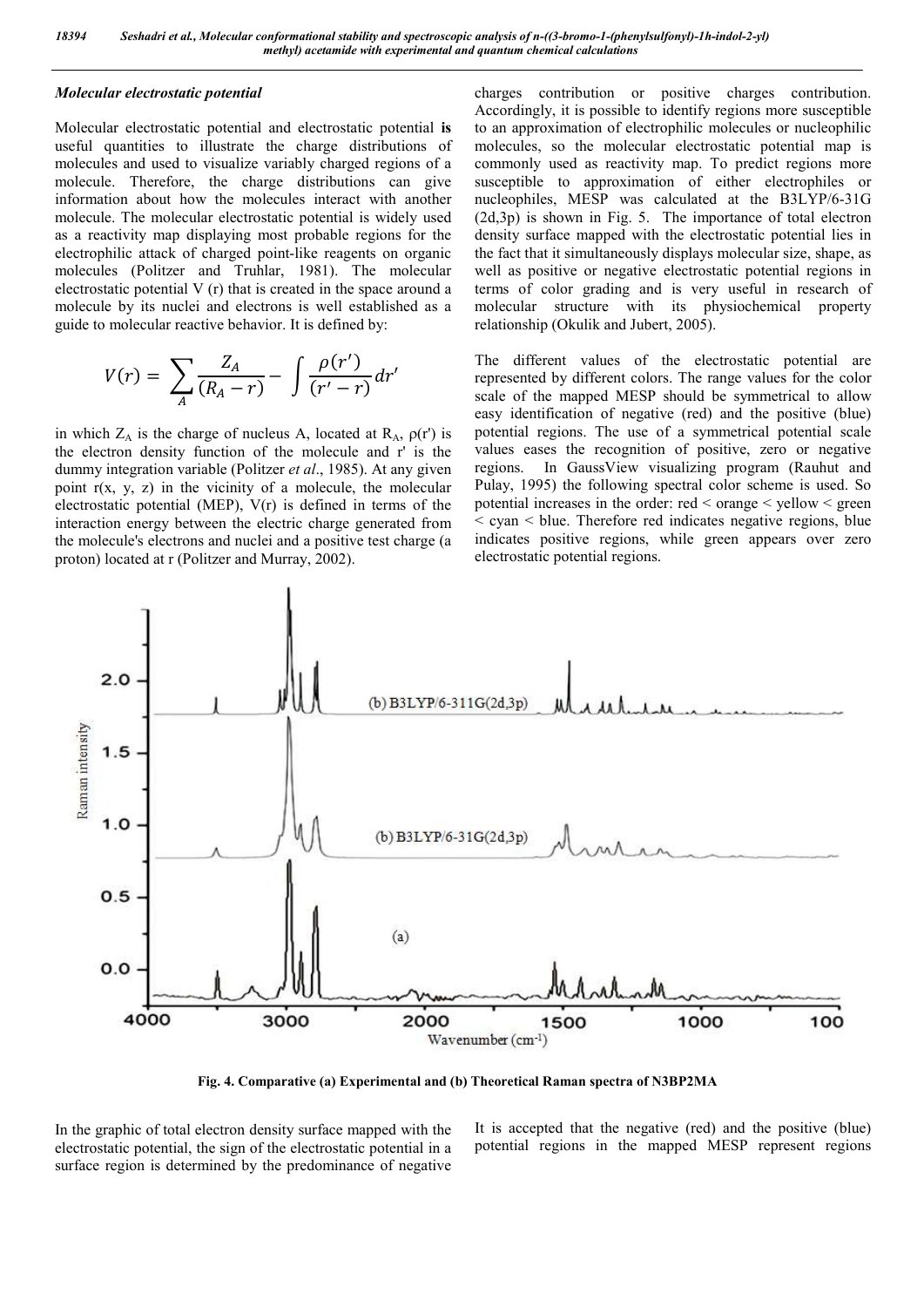### *Molecular electrostatic potential*

Molecular electrostatic potential and electrostatic potential **is** useful quantities to illustrate the charge distributions of molecules and used to visualize variably charged regions of a molecule. Therefore, the charge distributions can give information about how the molecules interact with another molecule. The molecular electrostatic potential is widely used as a reactivity map displaying most probable regions for the electrophilic attack of charged point-like reagents on organic molecules (Politzer and Truhlar, 1981). The molecular electrostatic potential V (r) that is created in the space around a molecule by its nuclei and electrons is well established as a guide to molecular reactive behavior. It is defined by:

$$V(r) = \sum_{A} \frac{Z_A}{(R_A - r)} - \int \frac{\rho(r')}{(r' - r)} dr'$$

in which $Z_A$ is the charge of nucleus A, located at $R_A$, $\rho(r')$ is the electron density function of the molecule and r' is the dummy integration variable (Politzer *et al*., 1985). At any given point r(x, y, z) in the vicinity of a molecule, the molecular electrostatic potential (MEP), V(r) is defined in terms of the interaction energy between the electric charge generated from the molecule's electrons and nuclei and a positive test charge (a proton) located at r (Politzer and Murray, 2002).

In the graphic of total electron density surface mapped with the electrostatic potential, the sign of the electrostatic potential in a surface region is determined by the predominance of negative charges contribution or positive charges contribution. Accordingly, it is possible to identify regions more susceptible to an approximation of electrophilic molecules or nucleophilic molecules, so the molecular electrostatic potential map is commonly used as reactivity map. To predict regions more susceptible to approximation of either electrophiles or nucleophiles, MESP was calculated at the B3LYP/6-31G (2d,3p) is shown in Fig. 5. The importance of total electron density surface mapped with the electrostatic potential lies in the fact that it simultaneously displays molecular size, shape, as well as positive or negative electrostatic potential regions in terms of color grading and is very useful in research of molecular structure with its physiochemical property relationship (Okulik and Jubert, 2005).

The different values of the electrostatic potential are represented by different colors. The range values for the color scale of the mapped MESP should be symmetrical to allow easy identification of negative (red) and the positive (blue) potential regions. The use of a symmetrical potential scale values eases the recognition of positive, zero or negative regions. In GaussView visualizing program (Rauhut and Pulay, 1995) the following spectral color scheme is used. So potential increases in the order: red < orange < yellow < green < cyan < blue. Therefore red indicates negative regions, blue indicates positive regions, while green appears over zero electrostatic potential regions.

**Fig. 4. Comparative (a) Experimental and (b) Theoretical Raman spectra of N3BP2MA**

It is accepted that the negative (red) and the positive (blue) potential regions in the mapped MESP represent regions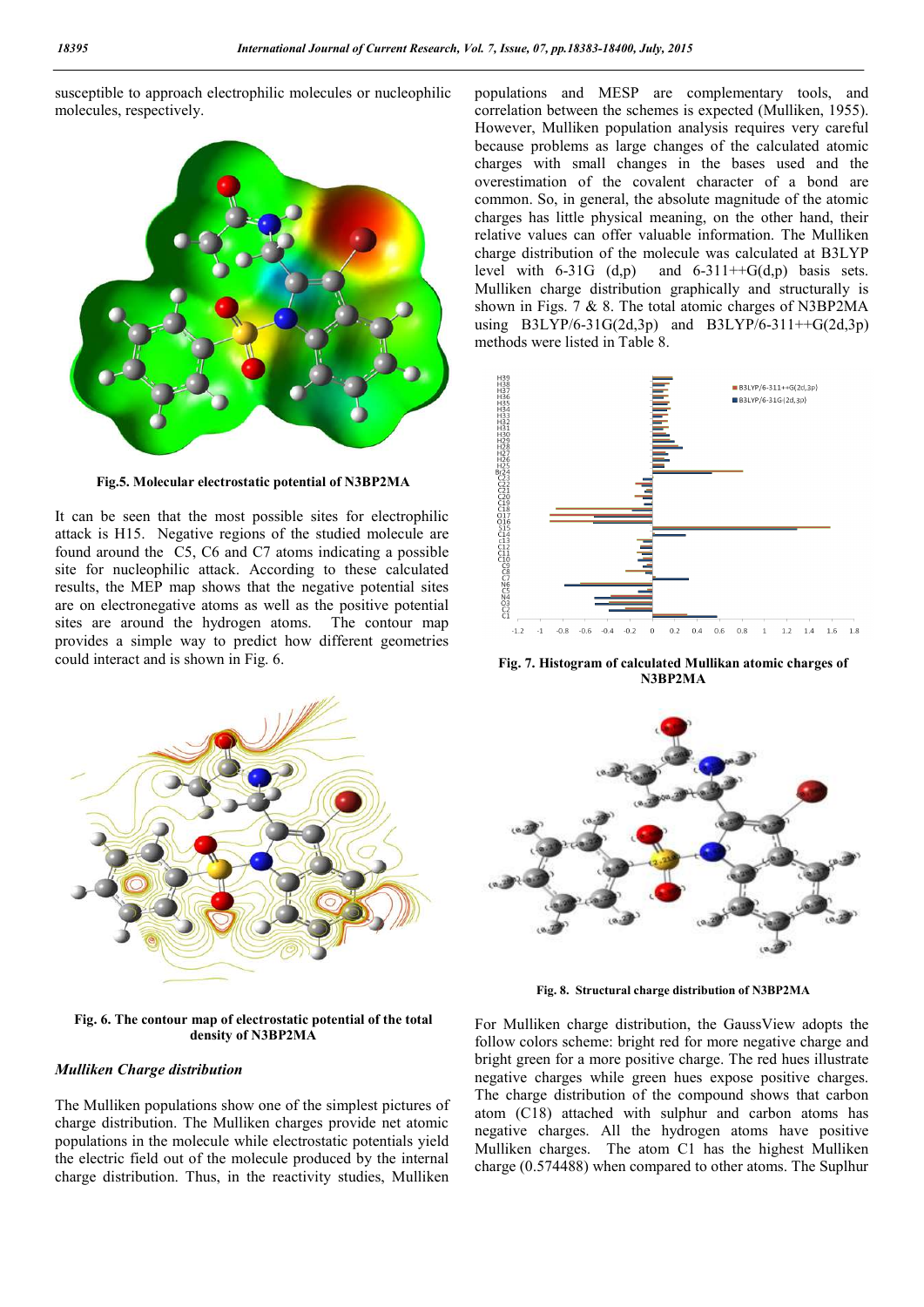susceptible to approach electrophilic molecules or nucleophilic molecules, respectively.

**Fig.5. Molecular electrostatic potential of N3BP2MA**

It can be seen that the most possible sites for electrophilic attack is H15. Negative regions of the studied molecule are found around the C5, C6 and C7 atoms indicating a possible site for nucleophilic attack. According to these calculated results, the MEP map shows that the negative potential sites are on electronegative atoms as well as the positive potential sites are around the hydrogen atoms. The contour map provides a simple way to predict how different geometries could interact and is shown in Fig. 6.

**Fig. 6. The contour map of electrostatic potential of the total density of N3BP2MA**

### *Mulliken Charge distribution*

The Mulliken populations show one of the simplest pictures of charge distribution. The Mulliken charges provide net atomic populations in the molecule while electrostatic potentials yield the electric field out of the molecule produced by the internal charge distribution. Thus, in the reactivity studies, Mulliken populations and MESP are complementary tools, and correlation between the schemes is expected (Mulliken, 1955). However, Mulliken population analysis requires very careful because problems as large changes of the calculated atomic charges with small changes in the bases used and the overestimation of the covalent character of a bond are common. So, in general, the absolute magnitude of the atomic charges has little physical meaning, on the other hand, their relative values can offer valuable information. The Mulliken charge distribution of the molecule was calculated at B3LYP level with 6-31G (d,p) and 6-311++G(d,p) basis sets. Mulliken charge distribution graphically and structurally is shown in Figs. 7 & 8. The total atomic charges of N3BP2MA using B3LYP/6-31G(2d,3p) and B3LYP/6-311++G(2d,3p) methods were listed in Table 8.

**Fig. 7. Histogram of calculated Mullikan atomic charges of N3BP2MA**

**Fig. 8. Structural charge distribution of N3BP2MA**

For Mulliken charge distribution, the GaussView adopts the follow colors scheme: bright red for more negative charge and bright green for a more positive charge. The red hues illustrate negative charges while green hues expose positive charges. The charge distribution of the compound shows that carbon atom (C18) attached with sulphur and carbon atoms has negative charges. All the hydrogen atoms have positive Mulliken charges. The atom C1 has the highest Mulliken charge (0.574488) when compared to other atoms. The Suplhur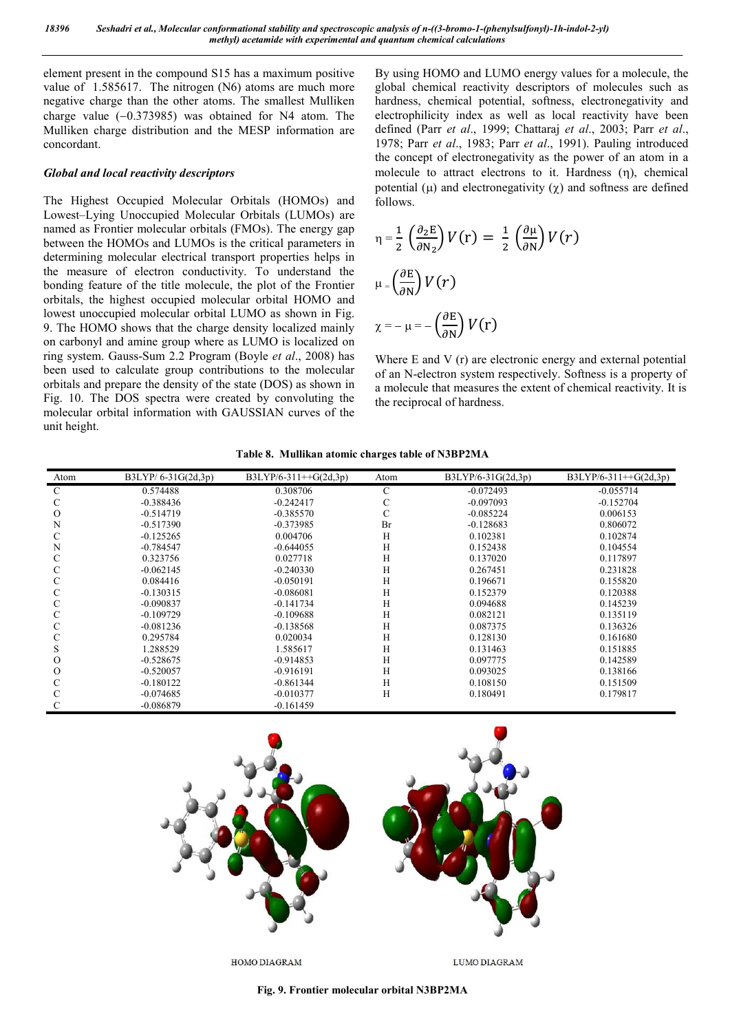element present in the compound S15 has a maximum positive value of 1.585617. The nitrogen (N6) atoms are much more negative charge than the other atoms. The smallest Mulliken charge value (−0.373985) was obtained for N4 atom. The Mulliken charge distribution and the MESP information are concordant.

### *Global and local reactivity descriptors*

The Highest Occupied Molecular Orbitals (HOMOs) and Lowest–Lying Unoccupied Molecular Orbitals (LUMOs) are named as Frontier molecular orbitals (FMOs). The energy gap between the HOMOs and LUMOs is the critical parameters in determining molecular electrical transport properties helps in the measure of electron conductivity. To understand the bonding feature of the title molecule, the plot of the Frontier orbitals, the highest occupied molecular orbital HOMO and lowest unoccupied molecular orbital LUMO as shown in Fig. 9. The HOMO shows that the charge density localized mainly on carbonyl and amine group where as LUMO is localized on ring system. Gauss-Sum 2.2 Program (Boyle *et al*., 2008) has been used to calculate group contributions to the molecular orbitals and prepare the density of the state (DOS) as shown in Fig. 10. The DOS spectra were created by convoluting the molecular orbital information with GAUSSIAN curves of the unit height.

By using HOMO and LUMO energy values for a molecule, the global chemical reactivity descriptors of molecules such as hardness, chemical potential, softness, electronegativity and electrophilicity index as well as local reactivity have been defined (Parr *et al*., 1999; Chattaraj *et al*., 2003; Parr *et al*., 1978; Parr *et al*., 1983; Parr *et al*., 1991). Pauling introduced the concept of electronegativity as the power of an atom in a molecule to attract electrons to it. Hardness (η), chemical potential (μ) and electronegativity (χ) and softness are defined follows.

$$\eta = \frac{1}{2}\left(\frac{\partial_2 E}{\partial N_2}\right) V(r) = \frac{1}{2}\left(\frac{\partial \mu}{\partial N}\right) V(r)$$

$$\mu = \left(\frac{\partial E}{\partial N}\right) V(r)$$

$$\chi = -\mu = -\left(\frac{\partial E}{\partial N}\right) V(r)$$

Where E and V (r) are electronic energy and external potential of an N-electron system respectively. Softness is a property of a molecule that measures the extent of chemical reactivity. It is the reciprocal of hardness.

**Table 8. Mullikan atomic charges table of N3BP2MA**

| Atom | B3LYP/ 6-31G(2d,3p) | B3LYP/6-311++G(2d,3p) | Atom | B3LYP/6-31G(2d,3p) | B3LYP/6-311++G(2d,3p) |
|---|---|---|---|---|---|
| C | 0.574488 | 0.308706 | C | -0.072493 | -0.055714 |
| C | -0.388436 | -0.242417 | C | -0.097093 | -0.152704 |
| O | -0.514719 | -0.385570 | C | -0.085224 | 0.006153 |
| N | -0.517390 | -0.373985 | Br | -0.128683 | 0.806072 |
| C | -0.125265 | 0.004706 | H | 0.102381 | 0.102874 |
| N | -0.784547 | -0.644055 | H | 0.152438 | 0.104554 |
| C | 0.323756 | 0.027718 | H | 0.137020 | 0.117897 |
| C | -0.062145 | -0.240330 | H | 0.267451 | 0.231828 |
| C | 0.084416 | -0.050191 | H | 0.196671 | 0.155820 |
| C | -0.130315 | -0.086081 | H | 0.152379 | 0.120388 |
| C | -0.090837 | -0.141734 | H | 0.094688 | 0.145239 |
| C | -0.109729 | -0.109688 | H | 0.082121 | 0.135119 |
| C | -0.081236 | -0.138568 | H | 0.087375 | 0.136326 |
| C | 0.295784 | 0.020034 | H | 0.128130 | 0.161680 |
| S | 1.288529 | 1.585617 | H | 0.131463 | 0.151885 |
| O | -0.528675 | -0.914853 | H | 0.097775 | 0.142589 |
| O | -0.520057 | -0.916191 | H | 0.093025 | 0.138166 |
| C | -0.180122 | -0.861344 | H | 0.108150 | 0.151509 |
| C | -0.074685 | -0.010377 | H | 0.180491 | 0.179817 |
| C | -0.086879 | -0.161459 | | | |

HOMO DIAGRAM    LUMO DIAGRAM

**Fig. 9. Frontier molecular orbital N3BP2MA**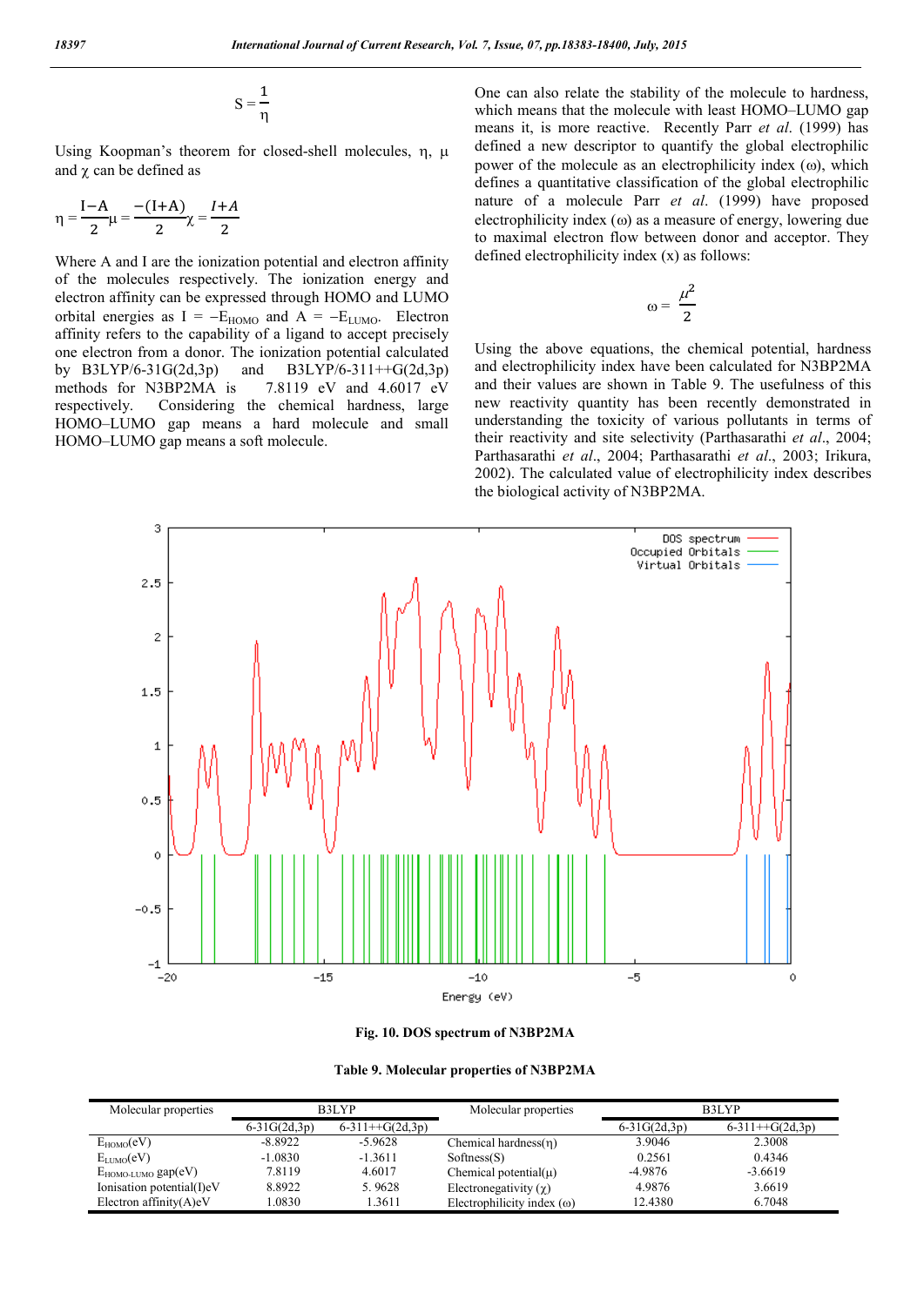$$S = \frac{1}{\eta}$$

Using Koopman's theorem for closed-shell molecules, η, μ and χ can be defined as

$$\eta = \frac{I-A}{2}\mu = \frac{-(I+A)}{2}\chi = \frac{I+A}{2}$$

Where A and I are the ionization potential and electron affinity of the molecules respectively. The ionization energy and electron affinity can be expressed through HOMO and LUMO orbital energies as $I = -E_{HOMO}$ and $A = -E_{LUMO}$. Electron affinity refers to the capability of a ligand to accept precisely one electron from a donor. The ionization potential calculated by B3LYP/6-31G(2d,3p) and B3LYP/6-311++G(2d,3p) methods for N3BP2MA is 7.8119 eV and 4.6017 eV respectively. Considering the chemical hardness, large HOMO–LUMO gap means a hard molecule and small HOMO–LUMO gap means a soft molecule.

One can also relate the stability of the molecule to hardness, which means that the molecule with least HOMO–LUMO gap means it, is more reactive. Recently Parr *et al.* (1999) has defined a new descriptor to quantify the global electrophilic power of the molecule as an electrophilicity index (ω), which defines a quantitative classification of the global electrophilic nature of a molecule Parr *et al.* (1999) have proposed electrophilicity index (ω) as a measure of energy, lowering due to maximal electron flow between donor and acceptor. They defined electrophilicity index (x) as follows:

$$\omega = \frac{\mu^2}{2}$$

Using the above equations, the chemical potential, hardness and electrophilicity index have been calculated for N3BP2MA and their values are shown in Table 9. The usefulness of this new reactivity quantity has been recently demonstrated in understanding the toxicity of various pollutants in terms of their reactivity and site selectivity (Parthasarathi *et al*., 2004; Parthasarathi *et al*., 2004; Parthasarathi *et al*., 2003; Irikura, 2002). The calculated value of electrophilicity index describes the biological activity of N3BP2MA.

**Fig. 10. DOS spectrum of N3BP2MA**

**Table 9. Molecular properties of N3BP2MA**

| Molecular properties | B3LYP | | Molecular properties | B3LYP | |
|---|---|---|---|---|---|
| | 6-31G(2d,3p) | 6-311++G(2d,3p) | | 6-31G(2d,3p) | 6-311++G(2d,3p) |
| $E_{HOMO}$(eV) | -8.8922 | -5.9628 | Chemical hardness(η) | 3.9046 | 2.3008 |
| $E_{LUMO}$(eV) | -1.0830 | -1.3611 | Softness(S) | 0.2561 | 0.4346 |
| $E_{HOMO-LUMO}$ gap(eV) | 7.8119 | 4.6017 | Chemical potential(μ) | -4.9876 | -3.6619 |
| Ionisation potential(I)eV | 8.8922 | 5. 9628 | Electronegativity (χ) | 4.9876 | 3.6619 |
| Electron affinity(A)eV | 1.0830 | 1.3611 | Electrophilicity index (ω) | 12.4380 | 6.7048 |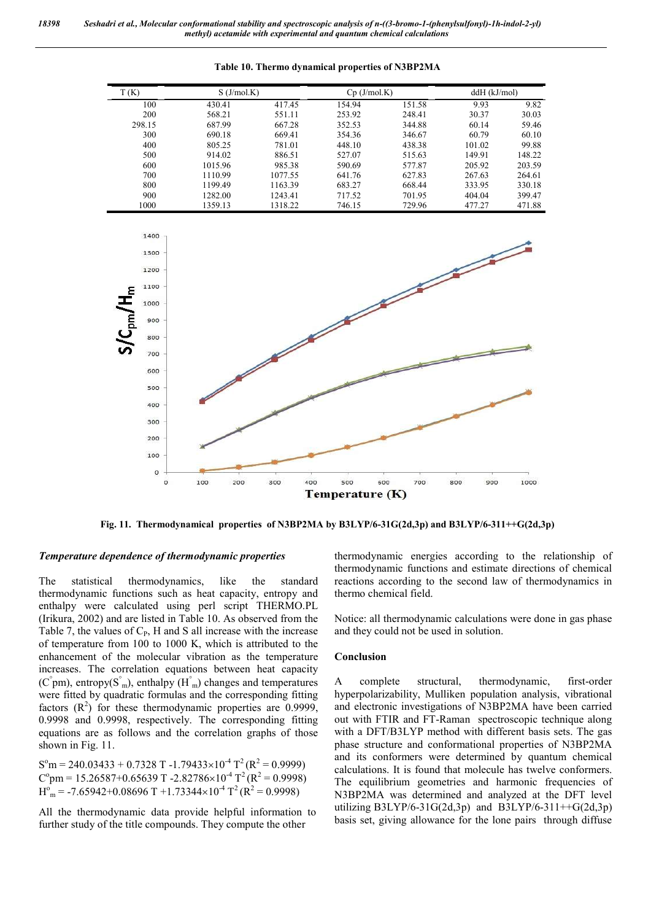**Table 10. Thermo dynamical properties of N3BP2MA**

| T (K) | S (J/mol.K) | | Cp (J/mol.K) | | ddH (kJ/mol) | |
|---|---|---|---|---|---|---|
| 100 | 430.41 | 417.45 | 154.94 | 151.58 | 9.93 | 9.82 |
| 200 | 568.21 | 551.11 | 253.92 | 248.41 | 30.37 | 30.03 |
| 298.15 | 687.99 | 667.28 | 352.53 | 344.88 | 60.14 | 59.46 |
| 300 | 690.18 | 669.41 | 354.36 | 346.67 | 60.79 | 60.10 |
| 400 | 805.25 | 781.01 | 448.10 | 438.38 | 101.02 | 99.88 |
| 500 | 914.02 | 886.51 | 527.07 | 515.63 | 149.91 | 148.22 |
| 600 | 1015.96 | 985.38 | 590.69 | 577.87 | 205.92 | 203.59 |
| 700 | 1110.99 | 1077.55 | 641.76 | 627.83 | 267.63 | 264.61 |
| 800 | 1199.49 | 1163.39 | 683.27 | 668.44 | 333.95 | 330.18 |
| 900 | 1282.00 | 1243.41 | 717.52 | 701.95 | 404.04 | 399.47 |
| 1000 | 1359.13 | 1318.22 | 746.15 | 729.96 | 477.27 | 471.88 |

**Fig. 11. Thermodynamical properties of N3BP2MA by B3LYP/6-31G(2d,3p) and B3LYP/6-311++G(2d,3p)**

### *Temperature dependence of thermodynamic properties*

The statistical thermodynamics, like the standard thermodynamic functions such as heat capacity, entropy and enthalpy were calculated using perl script THERMO.PL (Irikura, 2002) and are listed in Table 10. As observed from the Table 7, the values of $C_P$, H and S all increase with the increase of temperature from 100 to 1000 K, which is attributed to the enhancement of the molecular vibration as the temperature increases. The correlation equations between heat capacity ($C^{\circ}pm$), entropy($S^{\circ}_{m}$), enthalpy ($H^{\circ}_{m}$) changes and temperatures were fitted by quadratic formulas and the corresponding fitting factors ($R^2$) for these thermodynamic properties are 0.9999, 0.9998 and 0.9998, respectively. The corresponding fitting equations are as follows and the correlation graphs of those shown in Fig. 11.

$$S^{o}m = 240.03433 + 0.7328\ T - 1.79433\times10^{-4}\ T^2\ (R^2 = 0.9999)$$
$$C^{o}pm = 15.26587 + 0.65639\ T - 2.82786\times10^{-4}\ T^2\ (R^2 = 0.9998)$$
$$H^{o}_{m} = -7.65942 + 0.08696\ T + 1.73344\times10^{-4}\ T^2\ (R^2 = 0.9998)$$

All the thermodynamic data provide helpful information to further study of the title compounds. They compute the other thermodynamic energies according to the relationship of thermodynamic functions and estimate directions of chemical reactions according to the second law of thermodynamics in thermo chemical field.

Notice: all thermodynamic calculations were done in gas phase and they could not be used in solution.

## Conclusion

A complete structural, thermodynamic, first-order hyperpolarizability, Mulliken population analysis, vibrational and electronic investigations of N3BP2MA have been carried out with FTIR and FT-Raman spectroscopic technique along with a DFT/B3LYP method with different basis sets. The gas phase structure and conformational properties of N3BP2MA and its conformers were determined by quantum chemical calculations. It is found that molecule has twelve conformers. The equilibrium geometries and harmonic frequencies of N3BP2MA was determined and analyzed at the DFT level utilizing B3LYP/6-31G(2d,3p) and B3LYP/6-311++G(2d,3p) basis set, giving allowance for the lone pairs through diffuse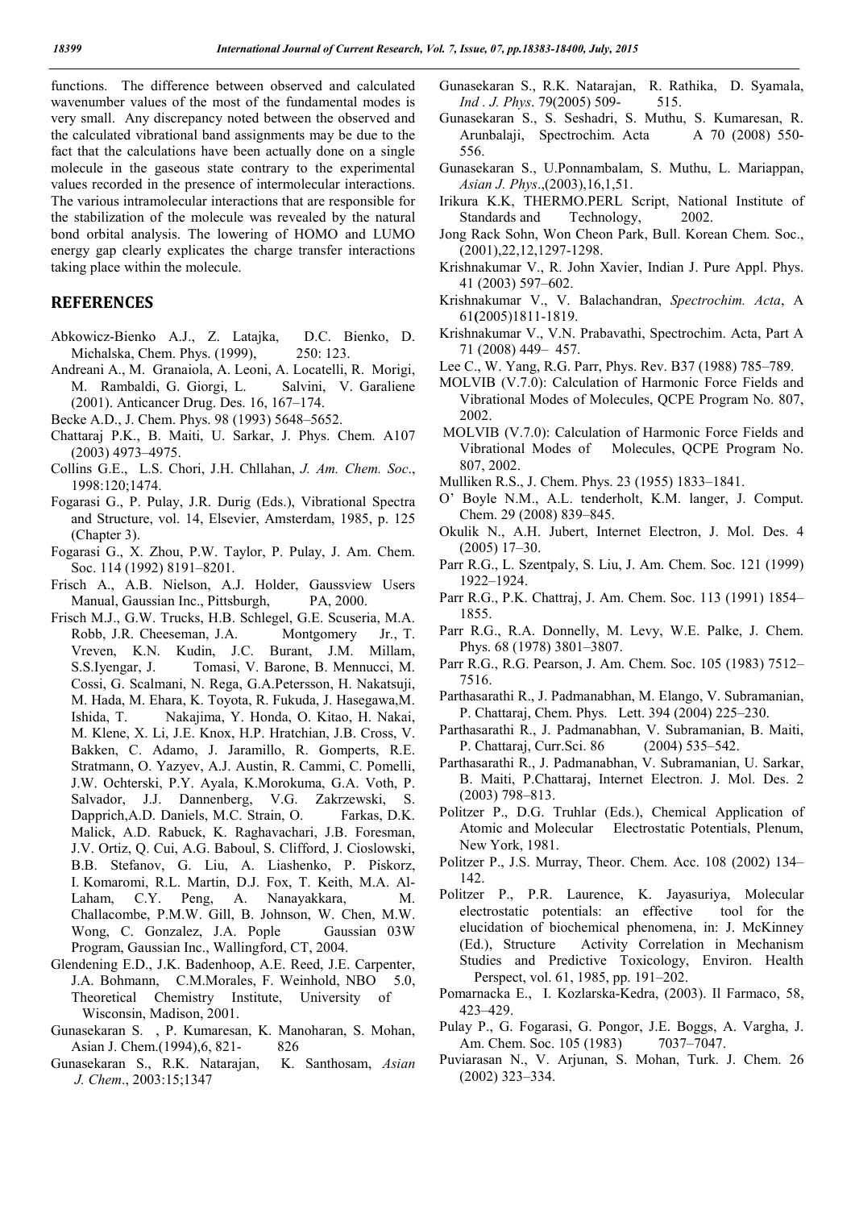functions. The difference between observed and calculated wavenumber values of the most of the fundamental modes is very small. Any discrepancy noted between the observed and the calculated vibrational band assignments may be due to the fact that the calculations have been actually done on a single molecule in the gaseous state contrary to the experimental values recorded in the presence of intermolecular interactions. The various intramolecular interactions that are responsible for the stabilization of the molecule was revealed by the natural bond orbital analysis. The lowering of HOMO and LUMO energy gap clearly explicates the charge transfer interactions taking place within the molecule.

## REFERENCES

Abkowicz-Bienko A.J., Z. Latajka, D.C. Bienko, D. Michalska, Chem. Phys. (1999), 250: 123.

Andreani A., M. Granaiola, A. Leoni, A. Locatelli, R. Morigi, M. Rambaldi, G. Giorgi, L. Salvini, V. Garaliene (2001). Anticancer Drug. Des. 16, 167–174.

Becke A.D., J. Chem. Phys. 98 (1993) 5648–5652.

Chattaraj P.K., B. Maiti, U. Sarkar, J. Phys. Chem. A107 (2003) 4973–4975.

Collins G.E., L.S. Chori, J.H. Chllahan, *J. Am. Chem. Soc*., 1998:120;1474.

Fogarasi G., P. Pulay, J.R. Durig (Eds.), Vibrational Spectra and Structure, vol. 14, Elsevier, Amsterdam, 1985, p. 125 (Chapter 3).

Fogarasi G., X. Zhou, P.W. Taylor, P. Pulay, J. Am. Chem. Soc. 114 (1992) 8191–8201.

Frisch A., A.B. Nielson, A.J. Holder, Gaussview Users Manual, Gaussian Inc., Pittsburgh, PA, 2000.

Frisch M.J., G.W. Trucks, H.B. Schlegel, G.E. Scuseria, M.A. Robb, J.R. Cheeseman, J.A. Montgomery Jr., T. Vreven, K.N. Kudin, J.C. Burant, J.M. Millam, S.S.Iyengar, J. Tomasi, V. Barone, B. Mennucci, M. Cossi, G. Scalmani, N. Rega, G.A.Petersson, H. Nakatsuji, M. Hada, M. Ehara, K. Toyota, R. Fukuda, J. Hasegawa,M. Ishida, T. Nakajima, Y. Honda, O. Kitao, H. Nakai, M. Klene, X. Li, J.E. Knox, H.P. Hratchian, J.B. Cross, V. Bakken, C. Adamo, J. Jaramillo, R. Gomperts, R.E. Stratmann, O. Yazyev, A.J. Austin, R. Cammi, C. Pomelli, J.W. Ochterski, P.Y. Ayala, K.Morokuma, G.A. Voth, P. Salvador, J.J. Dannenberg, V.G. Zakrzewski, S. Dapprich,A.D. Daniels, M.C. Strain, O. Farkas, D.K. Malick, A.D. Rabuck, K. Raghavachari, J.B. Foresman, J.V. Ortiz, Q. Cui, A.G. Baboul, S. Clifford, J. Cioslowski, B.B. Stefanov, G. Liu, A. Liashenko, P. Piskorz, I. Komaromi, R.L. Martin, D.J. Fox, T. Keith, M.A. Al-Laham, C.Y. Peng, A. Nanayakkara, M. Challacombe, P.M.W. Gill, B. Johnson, W. Chen, M.W. Wong, C. Gonzalez, J.A. Pople Gaussian 03W Program, Gaussian Inc., Wallingford, CT, 2004.

Glendening E.D., J.K. Badenhoop, A.E. Reed, J.E. Carpenter, J.A. Bohmann, C.M.Morales, F. Weinhold, NBO 5.0, Theoretical Chemistry Institute, University of Wisconsin, Madison, 2001.

Gunasekaran S. , P. Kumaresan, K. Manoharan, S. Mohan, Asian J. Chem.(1994),6, 821- 826

Gunasekaran S., R.K. Natarajan, K. Santhosam, *Asian J. Chem*., 2003:15;1347

Gunasekaran S., R.K. Natarajan, R. Rathika, D. Syamala, *Ind . J. Phys*. 79(2005) 509- 515.

Gunasekaran S., S. Seshadri, S. Muthu, S. Kumaresan, R. Arunbalaji, Spectrochim. Acta A 70 (2008) 550-556.

Gunasekaran S., U.Ponnambalam, S. Muthu, L. Mariappan, *Asian J. Phys*.,(2003),16,1,51.

Irikura K.K, THERMO.PERL Script, National Institute of Standards and Technology, 2002.

Jong Rack Sohn, Won Cheon Park, Bull. Korean Chem. Soc., (2001),22,12,1297-1298.

Krishnakumar V., R. John Xavier, Indian J. Pure Appl. Phys. 41 (2003) 597–602.

Krishnakumar V., V. Balachandran, *Spectrochim. Acta*, A 61**(**2005)1811-1819.

Krishnakumar V., V.N. Prabavathi, Spectrochim. Acta, Part A 71 (2008) 449– 457.

Lee C., W. Yang, R.G. Parr, Phys. Rev. B37 (1988) 785–789.

MOLVIB (V.7.0): Calculation of Harmonic Force Fields and Vibrational Modes of Molecules, QCPE Program No. 807, 2002.

MOLVIB (V.7.0): Calculation of Harmonic Force Fields and Vibrational Modes of Molecules, QCPE Program No. 807, 2002.

Mulliken R.S., J. Chem. Phys. 23 (1955) 1833–1841.

O' Boyle N.M., A.L. tenderholt, K.M. langer, J. Comput. Chem. 29 (2008) 839–845.

Okulik N., A.H. Jubert, Internet Electron, J. Mol. Des. 4 (2005) 17–30.

Parr R.G., L. Szentpaly, S. Liu, J. Am. Chem. Soc. 121 (1999) 1922–1924.

Parr R.G., P.K. Chattraj, J. Am. Chem. Soc. 113 (1991) 1854–1855.

Parr R.G., R.A. Donnelly, M. Levy, W.E. Palke, J. Chem. Phys. 68 (1978) 3801–3807.

Parr R.G., R.G. Pearson, J. Am. Chem. Soc. 105 (1983) 7512–7516.

Parthasarathi R., J. Padmanabhan, M. Elango, V. Subramanian, P. Chattaraj, Chem. Phys. Lett. 394 (2004) 225–230.

Parthasarathi R., J. Padmanabhan, V. Subramanian, B. Maiti, P. Chattaraj, Curr.Sci. 86 (2004) 535–542.

Parthasarathi R., J. Padmanabhan, V. Subramanian, U. Sarkar, B. Maiti, P.Chattaraj, Internet Electron. J. Mol. Des. 2 (2003) 798–813.

Politzer P., D.G. Truhlar (Eds.), Chemical Application of Atomic and Molecular Electrostatic Potentials, Plenum, New York, 1981.

Politzer P., J.S. Murray, Theor. Chem. Acc. 108 (2002) 134–142.

Politzer P., P.R. Laurence, K. Jayasuriya, Molecular electrostatic potentials: an effective tool for the elucidation of biochemical phenomena, in: J. McKinney (Ed.), Structure Activity Correlation in Mechanism Studies and Predictive Toxicology, Environ. Health Perspect, vol. 61, 1985, pp. 191–202.

Pomarnacka E., I. Kozlarska-Kedra, (2003). Il Farmaco, 58, 423–429.

Pulay P., G. Fogarasi, G. Pongor, J.E. Boggs, A. Vargha, J. Am. Chem. Soc. 105 (1983) 7037–7047.

Puviarasan N., V. Arjunan, S. Mohan, Turk. J. Chem. 26 (2002) 323–334.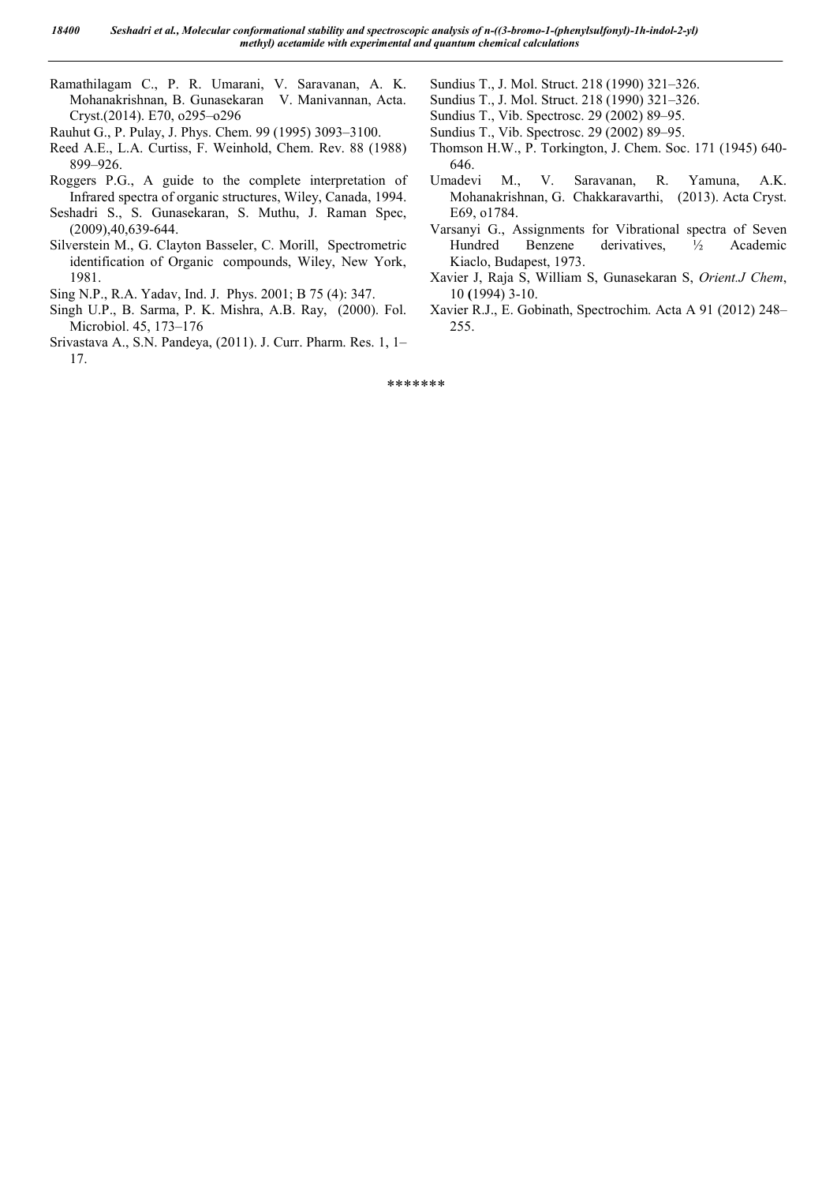Ramathilagam C., P. R. Umarani, V. Saravanan, A. K. Mohanakrishnan, B. Gunasekaran V. Manivannan, Acta. Cryst.(2014). E70, o295–o296

Rauhut G., P. Pulay, J. Phys. Chem. 99 (1995) 3093–3100.

Reed A.E., L.A. Curtiss, F. Weinhold, Chem. Rev. 88 (1988) 899–926.

Roggers P.G., A guide to the complete interpretation of Infrared spectra of organic structures, Wiley, Canada, 1994.

Seshadri S., S. Gunasekaran, S. Muthu, J. Raman Spec, (2009),40,639-644.

Silverstein M., G. Clayton Basseler, C. Morill, Spectrometric identification of Organic compounds, Wiley, New York, 1981.

Sing N.P., R.A. Yadav, Ind. J. Phys. 2001; B 75 (4): 347.

Singh U.P., B. Sarma, P. K. Mishra, A.B. Ray, (2000). Fol. Microbiol. 45, 173–176

Srivastava A., S.N. Pandeya, (2011). J. Curr. Pharm. Res. 1, 1–17.

Sundius T., J. Mol. Struct. 218 (1990) 321–326.

Sundius T., J. Mol. Struct. 218 (1990) 321–326.

Sundius T., Vib. Spectrosc. 29 (2002) 89–95.

Sundius T., Vib. Spectrosc. 29 (2002) 89–95.

Thomson H.W., P. Torkington, J. Chem. Soc. 171 (1945) 640-646.

Umadevi M., V. Saravanan, R. Yamuna, A.K. Mohanakrishnan, G. Chakkaravarthi, (2013). Acta Cryst. E69, o1784.

Varsanyi G., Assignments for Vibrational spectra of Seven Hundred Benzene derivatives, ½ Academic Kiaclo, Budapest, 1973.

Xavier J, Raja S, William S, Gunasekaran S, *Orient.J Chem*, 10 **(**1994) 3-10.

Xavier R.J., E. Gobinath, Spectrochim. Acta A 91 (2012) 248–255.

\*\*\*\*\*\*\*